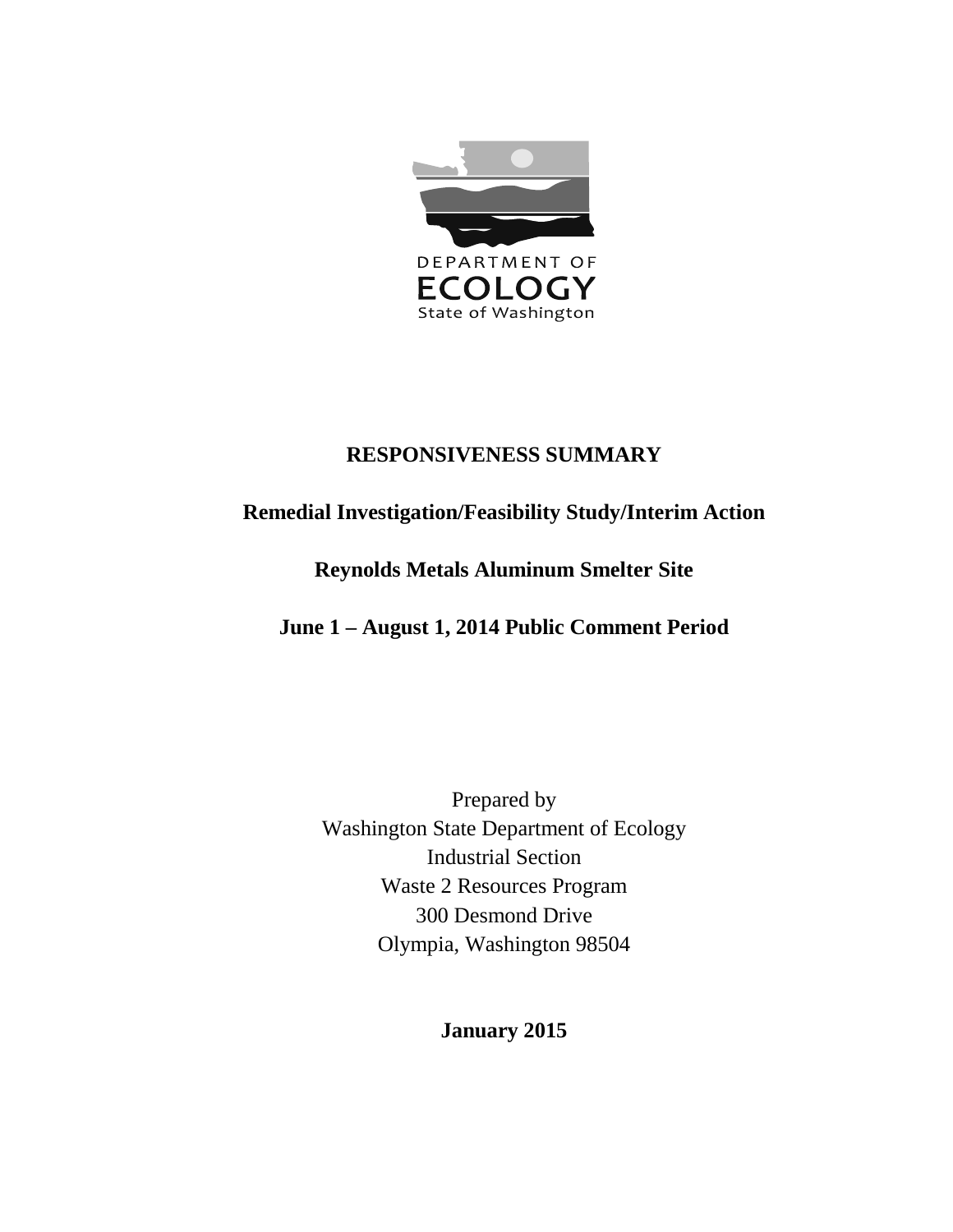DEPARTMENT OF
ECOLOGY
State of Washington

# RESPONSIVENESS SUMMARY

## Remedial Investigation/Feasibility Study/Interim Action

## Reynolds Metals Aluminum Smelter Site

## June 1 – August 1, 2014 Public Comment Period

Prepared by
Washington State Department of Ecology
Industrial Section
Waste 2 Resources Program
300 Desmond Drive
Olympia, Washington 98504

**January 2015**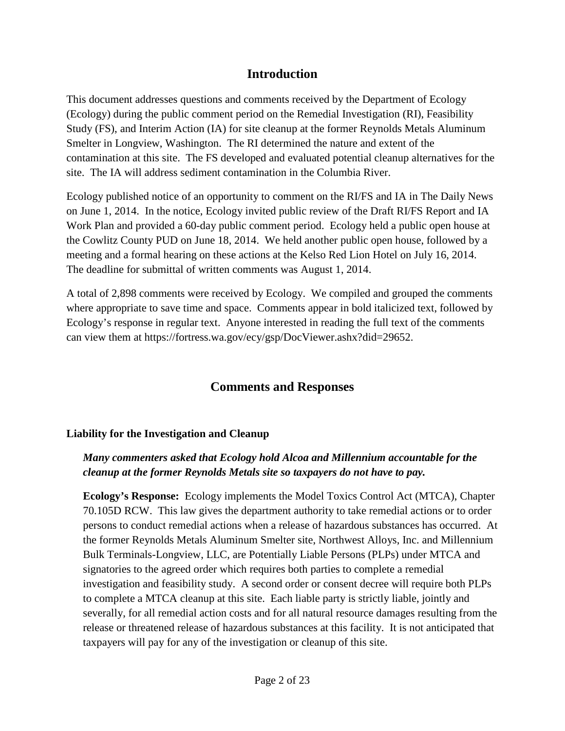## Introduction

This document addresses questions and comments received by the Department of Ecology (Ecology) during the public comment period on the Remedial Investigation (RI), Feasibility Study (FS), and Interim Action (IA) for site cleanup at the former Reynolds Metals Aluminum Smelter in Longview, Washington. The RI determined the nature and extent of the contamination at this site. The FS developed and evaluated potential cleanup alternatives for the site. The IA will address sediment contamination in the Columbia River.

Ecology published notice of an opportunity to comment on the RI/FS and IA in The Daily News on June 1, 2014. In the notice, Ecology invited public review of the Draft RI/FS Report and IA Work Plan and provided a 60-day public comment period. Ecology held a public open house at the Cowlitz County PUD on June 18, 2014. We held another public open house, followed by a meeting and a formal hearing on these actions at the Kelso Red Lion Hotel on July 16, 2014. The deadline for submittal of written comments was August 1, 2014.

A total of 2,898 comments were received by Ecology. We compiled and grouped the comments where appropriate to save time and space. Comments appear in bold italicized text, followed by Ecology's response in regular text. Anyone interested in reading the full text of the comments can view them at https://fortress.wa.gov/ecy/gsp/DocViewer.ashx?did=29652.

## Comments and Responses

### Liability for the Investigation and Cleanup

***Many commenters asked that Ecology hold Alcoa and Millennium accountable for the cleanup at the former Reynolds Metals site so taxpayers do not have to pay.***

**Ecology's Response:** Ecology implements the Model Toxics Control Act (MTCA), Chapter 70.105D RCW. This law gives the department authority to take remedial actions or to order persons to conduct remedial actions when a release of hazardous substances has occurred. At the former Reynolds Metals Aluminum Smelter site, Northwest Alloys, Inc. and Millennium Bulk Terminals-Longview, LLC, are Potentially Liable Persons (PLPs) under MTCA and signatories to the agreed order which requires both parties to complete a remedial investigation and feasibility study. A second order or consent decree will require both PLPs to complete a MTCA cleanup at this site. Each liable party is strictly liable, jointly and severally, for all remedial action costs and for all natural resource damages resulting from the release or threatened release of hazardous substances at this facility. It is not anticipated that taxpayers will pay for any of the investigation or cleanup of this site.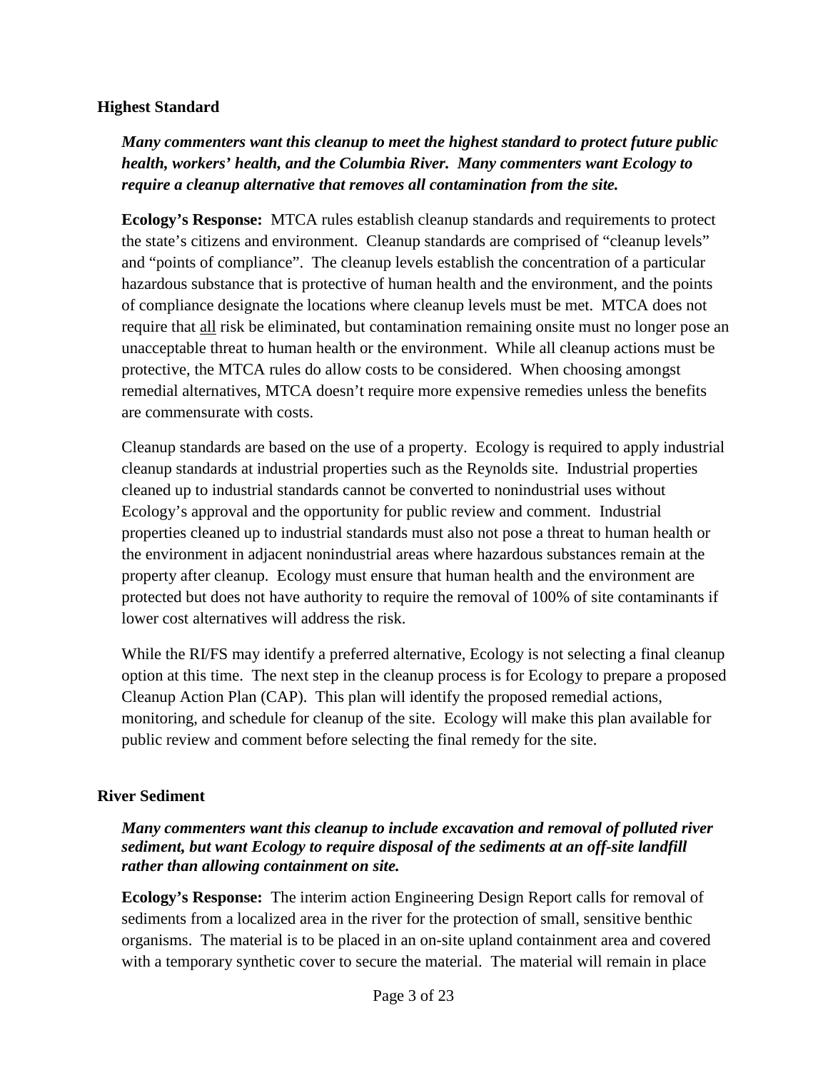**Highest Standard**

***Many commenters want this cleanup to meet the highest standard to protect future public health, workers' health, and the Columbia River. Many commenters want Ecology to require a cleanup alternative that removes all contamination from the site.***

**Ecology's Response:** MTCA rules establish cleanup standards and requirements to protect the state's citizens and environment. Cleanup standards are comprised of "cleanup levels" and "points of compliance". The cleanup levels establish the concentration of a particular hazardous substance that is protective of human health and the environment, and the points of compliance designate the locations where cleanup levels must be met. MTCA does not require that <u>all</u> risk be eliminated, but contamination remaining onsite must no longer pose an unacceptable threat to human health or the environment. While all cleanup actions must be protective, the MTCA rules do allow costs to be considered. When choosing amongst remedial alternatives, MTCA doesn't require more expensive remedies unless the benefits are commensurate with costs.

Cleanup standards are based on the use of a property. Ecology is required to apply industrial cleanup standards at industrial properties such as the Reynolds site. Industrial properties cleaned up to industrial standards cannot be converted to nonindustrial uses without Ecology's approval and the opportunity for public review and comment. Industrial properties cleaned up to industrial standards must also not pose a threat to human health or the environment in adjacent nonindustrial areas where hazardous substances remain at the property after cleanup. Ecology must ensure that human health and the environment are protected but does not have authority to require the removal of 100% of site contaminants if lower cost alternatives will address the risk.

While the RI/FS may identify a preferred alternative, Ecology is not selecting a final cleanup option at this time. The next step in the cleanup process is for Ecology to prepare a proposed Cleanup Action Plan (CAP). This plan will identify the proposed remedial actions, monitoring, and schedule for cleanup of the site. Ecology will make this plan available for public review and comment before selecting the final remedy for the site.

**River Sediment**

***Many commenters want this cleanup to include excavation and removal of polluted river sediment, but want Ecology to require disposal of the sediments at an off-site landfill rather than allowing containment on site.***

**Ecology's Response:** The interim action Engineering Design Report calls for removal of sediments from a localized area in the river for the protection of small, sensitive benthic organisms. The material is to be placed in an on-site upland containment area and covered with a temporary synthetic cover to secure the material. The material will remain in place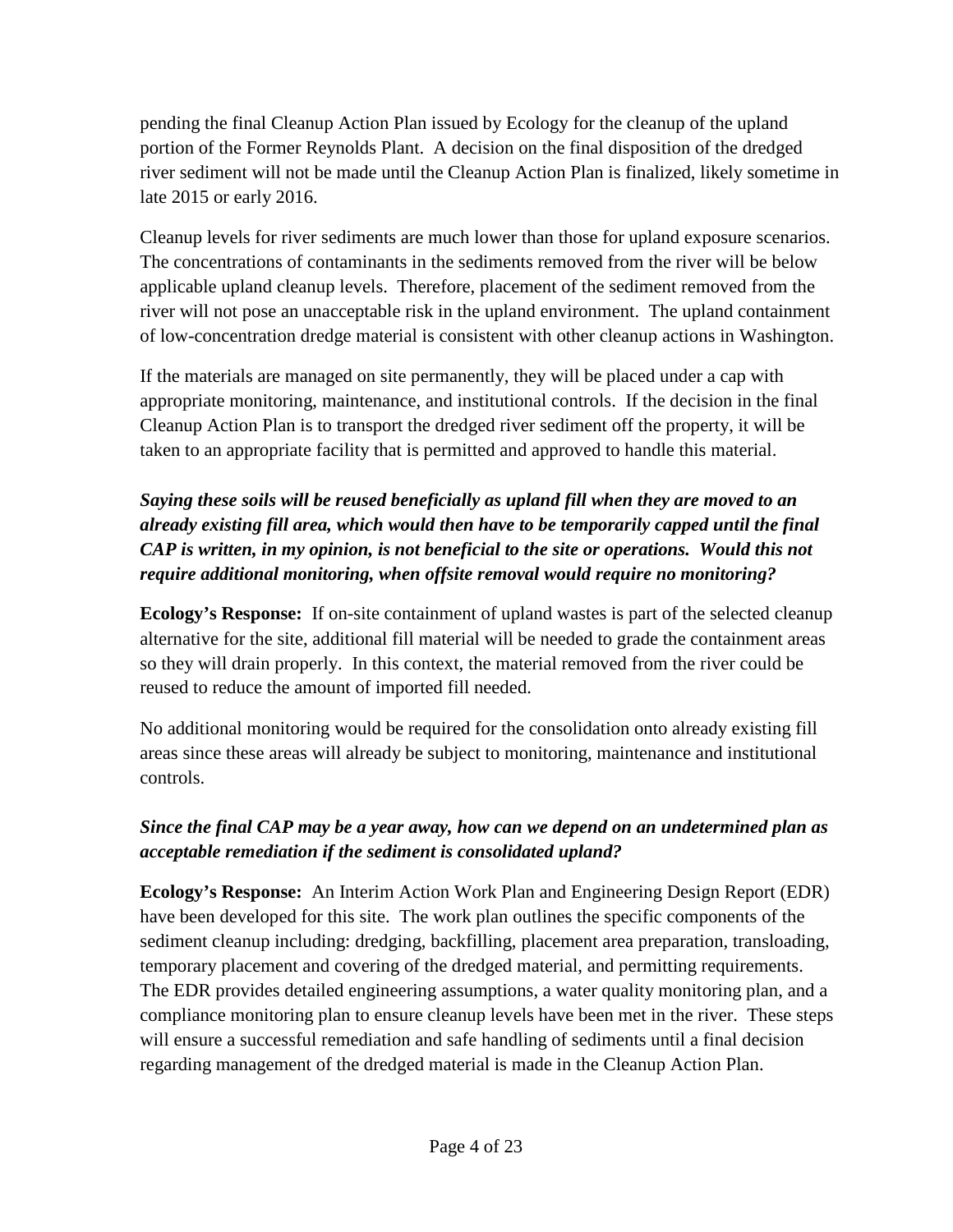pending the final Cleanup Action Plan issued by Ecology for the cleanup of the upland portion of the Former Reynolds Plant. A decision on the final disposition of the dredged river sediment will not be made until the Cleanup Action Plan is finalized, likely sometime in late 2015 or early 2016.

Cleanup levels for river sediments are much lower than those for upland exposure scenarios. The concentrations of contaminants in the sediments removed from the river will be below applicable upland cleanup levels. Therefore, placement of the sediment removed from the river will not pose an unacceptable risk in the upland environment. The upland containment of low-concentration dredge material is consistent with other cleanup actions in Washington.

If the materials are managed on site permanently, they will be placed under a cap with appropriate monitoring, maintenance, and institutional controls. If the decision in the final Cleanup Action Plan is to transport the dredged river sediment off the property, it will be taken to an appropriate facility that is permitted and approved to handle this material.

***Saying these soils will be reused beneficially as upland fill when they are moved to an already existing fill area, which would then have to be temporarily capped until the final CAP is written, in my opinion, is not beneficial to the site or operations. Would this not require additional monitoring, when offsite removal would require no monitoring?***

**Ecology's Response:** If on-site containment of upland wastes is part of the selected cleanup alternative for the site, additional fill material will be needed to grade the containment areas so they will drain properly. In this context, the material removed from the river could be reused to reduce the amount of imported fill needed.

No additional monitoring would be required for the consolidation onto already existing fill areas since these areas will already be subject to monitoring, maintenance and institutional controls.

***Since the final CAP may be a year away, how can we depend on an undetermined plan as acceptable remediation if the sediment is consolidated upland?***

**Ecology's Response:** An Interim Action Work Plan and Engineering Design Report (EDR) have been developed for this site. The work plan outlines the specific components of the sediment cleanup including: dredging, backfilling, placement area preparation, transloading, temporary placement and covering of the dredged material, and permitting requirements. The EDR provides detailed engineering assumptions, a water quality monitoring plan, and a compliance monitoring plan to ensure cleanup levels have been met in the river. These steps will ensure a successful remediation and safe handling of sediments until a final decision regarding management of the dredged material is made in the Cleanup Action Plan.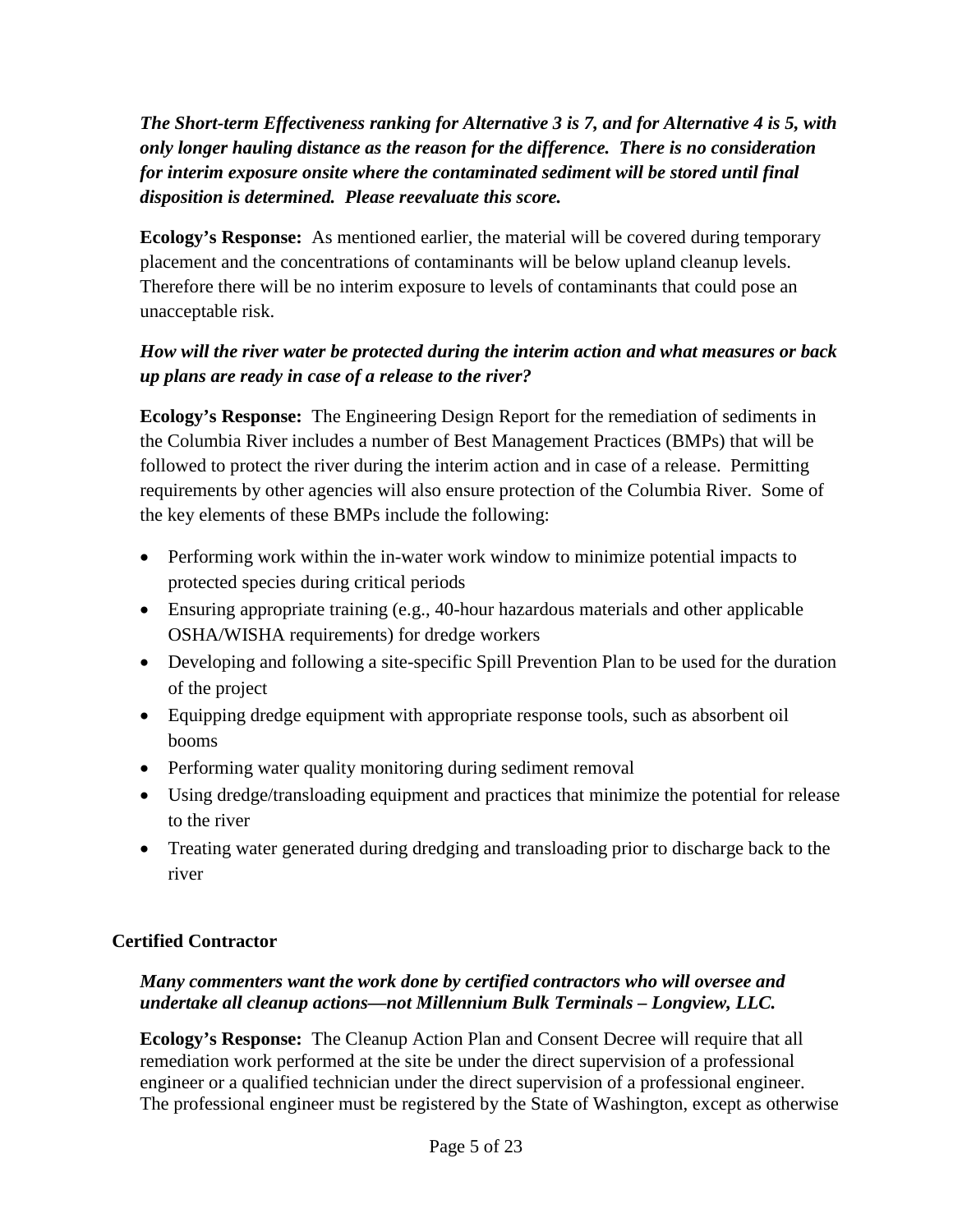***The Short-term Effectiveness ranking for Alternative 3 is 7, and for Alternative 4 is 5, with only longer hauling distance as the reason for the difference. There is no consideration for interim exposure onsite where the contaminated sediment will be stored until final disposition is determined. Please reevaluate this score.***

**Ecology's Response:** As mentioned earlier, the material will be covered during temporary placement and the concentrations of contaminants will be below upland cleanup levels. Therefore there will be no interim exposure to levels of contaminants that could pose an unacceptable risk.

***How will the river water be protected during the interim action and what measures or back up plans are ready in case of a release to the river?***

**Ecology's Response:** The Engineering Design Report for the remediation of sediments in the Columbia River includes a number of Best Management Practices (BMPs) that will be followed to protect the river during the interim action and in case of a release. Permitting requirements by other agencies will also ensure protection of the Columbia River. Some of the key elements of these BMPs include the following:

- Performing work within the in-water work window to minimize potential impacts to protected species during critical periods
- Ensuring appropriate training (e.g., 40-hour hazardous materials and other applicable OSHA/WISHA requirements) for dredge workers
- Developing and following a site-specific Spill Prevention Plan to be used for the duration of the project
- Equipping dredge equipment with appropriate response tools, such as absorbent oil booms
- Performing water quality monitoring during sediment removal
- Using dredge/transloading equipment and practices that minimize the potential for release to the river
- Treating water generated during dredging and transloading prior to discharge back to the river

## Certified Contractor

***Many commenters want the work done by certified contractors who will oversee and undertake all cleanup actions—not Millennium Bulk Terminals – Longview, LLC.***

**Ecology's Response:** The Cleanup Action Plan and Consent Decree will require that all remediation work performed at the site be under the direct supervision of a professional engineer or a qualified technician under the direct supervision of a professional engineer. The professional engineer must be registered by the State of Washington, except as otherwise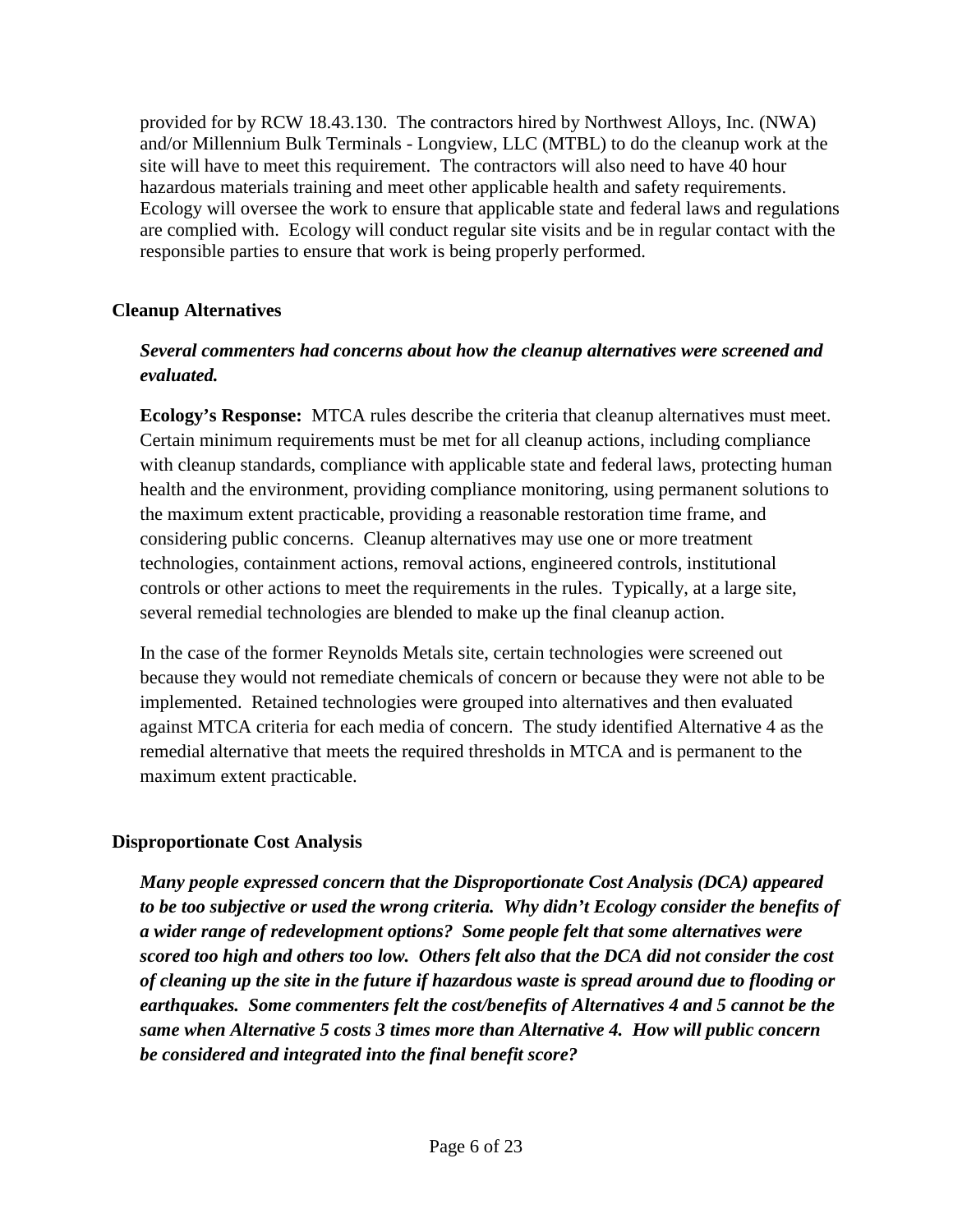provided for by RCW 18.43.130. The contractors hired by Northwest Alloys, Inc. (NWA) and/or Millennium Bulk Terminals - Longview, LLC (MTBL) to do the cleanup work at the site will have to meet this requirement. The contractors will also need to have 40 hour hazardous materials training and meet other applicable health and safety requirements. Ecology will oversee the work to ensure that applicable state and federal laws and regulations are complied with. Ecology will conduct regular site visits and be in regular contact with the responsible parties to ensure that work is being properly performed.

## Cleanup Alternatives

***Several commenters had concerns about how the cleanup alternatives were screened and evaluated.***

**Ecology's Response:** MTCA rules describe the criteria that cleanup alternatives must meet. Certain minimum requirements must be met for all cleanup actions, including compliance with cleanup standards, compliance with applicable state and federal laws, protecting human health and the environment, providing compliance monitoring, using permanent solutions to the maximum extent practicable, providing a reasonable restoration time frame, and considering public concerns. Cleanup alternatives may use one or more treatment technologies, containment actions, removal actions, engineered controls, institutional controls or other actions to meet the requirements in the rules. Typically, at a large site, several remedial technologies are blended to make up the final cleanup action.

In the case of the former Reynolds Metals site, certain technologies were screened out because they would not remediate chemicals of concern or because they were not able to be implemented. Retained technologies were grouped into alternatives and then evaluated against MTCA criteria for each media of concern. The study identified Alternative 4 as the remedial alternative that meets the required thresholds in MTCA and is permanent to the maximum extent practicable.

## Disproportionate Cost Analysis

***Many people expressed concern that the Disproportionate Cost Analysis (DCA) appeared to be too subjective or used the wrong criteria. Why didn't Ecology consider the benefits of a wider range of redevelopment options? Some people felt that some alternatives were scored too high and others too low. Others felt also that the DCA did not consider the cost of cleaning up the site in the future if hazardous waste is spread around due to flooding or earthquakes. Some commenters felt the cost/benefits of Alternatives 4 and 5 cannot be the same when Alternative 5 costs 3 times more than Alternative 4. How will public concern be considered and integrated into the final benefit score?***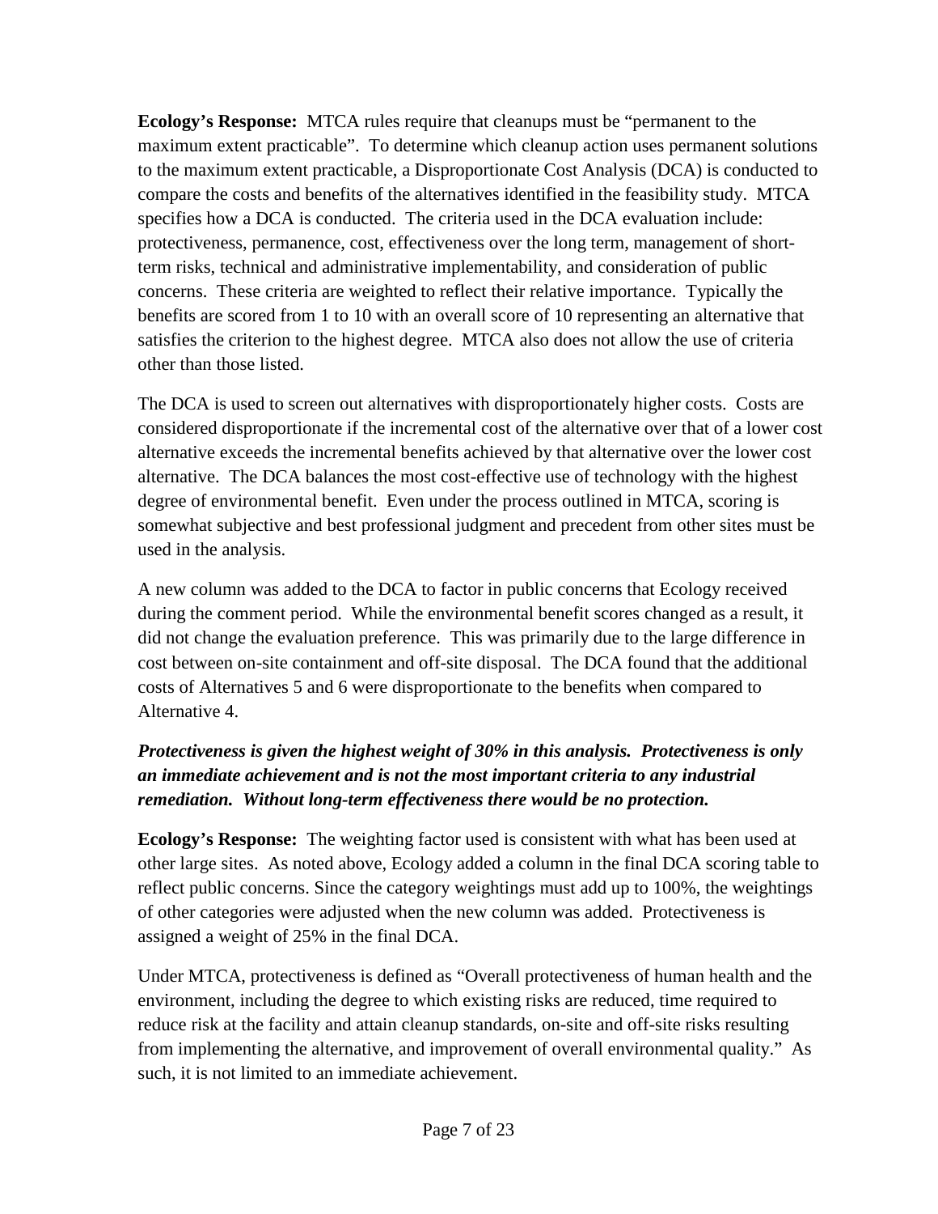**Ecology's Response:** MTCA rules require that cleanups must be "permanent to the maximum extent practicable". To determine which cleanup action uses permanent solutions to the maximum extent practicable, a Disproportionate Cost Analysis (DCA) is conducted to compare the costs and benefits of the alternatives identified in the feasibility study. MTCA specifies how a DCA is conducted. The criteria used in the DCA evaluation include: protectiveness, permanence, cost, effectiveness over the long term, management of short-term risks, technical and administrative implementability, and consideration of public concerns. These criteria are weighted to reflect their relative importance. Typically the benefits are scored from 1 to 10 with an overall score of 10 representing an alternative that satisfies the criterion to the highest degree. MTCA also does not allow the use of criteria other than those listed.

The DCA is used to screen out alternatives with disproportionately higher costs. Costs are considered disproportionate if the incremental cost of the alternative over that of a lower cost alternative exceeds the incremental benefits achieved by that alternative over the lower cost alternative. The DCA balances the most cost-effective use of technology with the highest degree of environmental benefit. Even under the process outlined in MTCA, scoring is somewhat subjective and best professional judgment and precedent from other sites must be used in the analysis.

A new column was added to the DCA to factor in public concerns that Ecology received during the comment period. While the environmental benefit scores changed as a result, it did not change the evaluation preference. This was primarily due to the large difference in cost between on-site containment and off-site disposal. The DCA found that the additional costs of Alternatives 5 and 6 were disproportionate to the benefits when compared to Alternative 4.

***Protectiveness is given the highest weight of 30% in this analysis. Protectiveness is only an immediate achievement and is not the most important criteria to any industrial remediation. Without long-term effectiveness there would be no protection.***

**Ecology's Response:** The weighting factor used is consistent with what has been used at other large sites. As noted above, Ecology added a column in the final DCA scoring table to reflect public concerns. Since the category weightings must add up to 100%, the weightings of other categories were adjusted when the new column was added. Protectiveness is assigned a weight of 25% in the final DCA.

Under MTCA, protectiveness is defined as "Overall protectiveness of human health and the environment, including the degree to which existing risks are reduced, time required to reduce risk at the facility and attain cleanup standards, on-site and off-site risks resulting from implementing the alternative, and improvement of overall environmental quality." As such, it is not limited to an immediate achievement.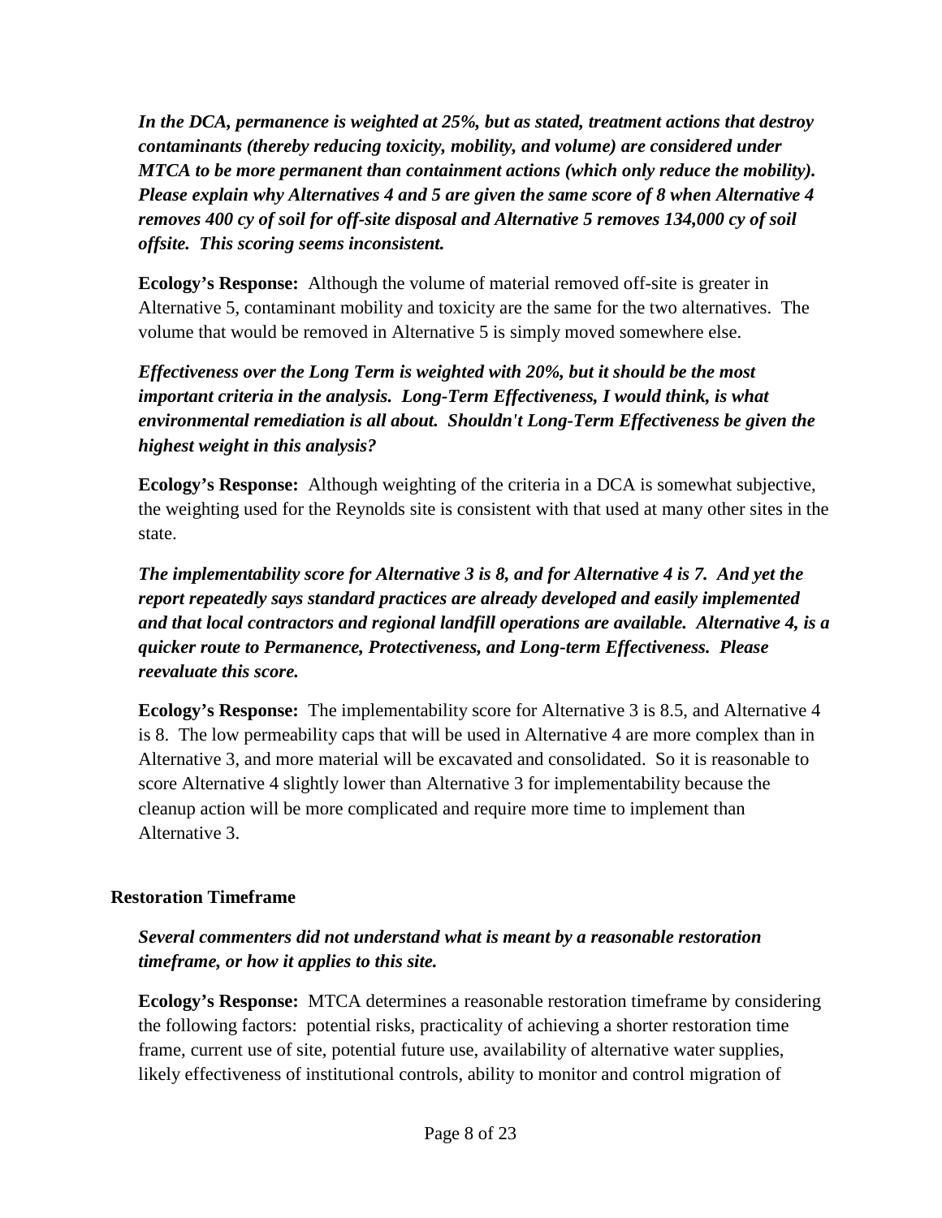***In the DCA, permanence is weighted at 25%, but as stated, treatment actions that destroy contaminants (thereby reducing toxicity, mobility, and volume) are considered under MTCA to be more permanent than containment actions (which only reduce the mobility). Please explain why Alternatives 4 and 5 are given the same score of 8 when Alternative 4 removes 400 cy of soil for off-site disposal and Alternative 5 removes 134,000 cy of soil offsite. This scoring seems inconsistent.***

**Ecology's Response:** Although the volume of material removed off-site is greater in Alternative 5, contaminant mobility and toxicity are the same for the two alternatives. The volume that would be removed in Alternative 5 is simply moved somewhere else.

***Effectiveness over the Long Term is weighted with 20%, but it should be the most important criteria in the analysis. Long-Term Effectiveness, I would think, is what environmental remediation is all about. Shouldn't Long-Term Effectiveness be given the highest weight in this analysis?***

**Ecology's Response:** Although weighting of the criteria in a DCA is somewhat subjective, the weighting used for the Reynolds site is consistent with that used at many other sites in the state.

***The implementability score for Alternative 3 is 8, and for Alternative 4 is 7. And yet the report repeatedly says standard practices are already developed and easily implemented and that local contractors and regional landfill operations are available. Alternative 4, is a quicker route to Permanence, Protectiveness, and Long-term Effectiveness. Please reevaluate this score.***

**Ecology's Response:** The implementability score for Alternative 3 is 8.5, and Alternative 4 is 8. The low permeability caps that will be used in Alternative 4 are more complex than in Alternative 3, and more material will be excavated and consolidated. So it is reasonable to score Alternative 4 slightly lower than Alternative 3 for implementability because the cleanup action will be more complicated and require more time to implement than Alternative 3.

## Restoration Timeframe

***Several commenters did not understand what is meant by a reasonable restoration timeframe, or how it applies to this site.***

**Ecology's Response:** MTCA determines a reasonable restoration timeframe by considering the following factors: potential risks, practicality of achieving a shorter restoration time frame, current use of site, potential future use, availability of alternative water supplies, likely effectiveness of institutional controls, ability to monitor and control migration of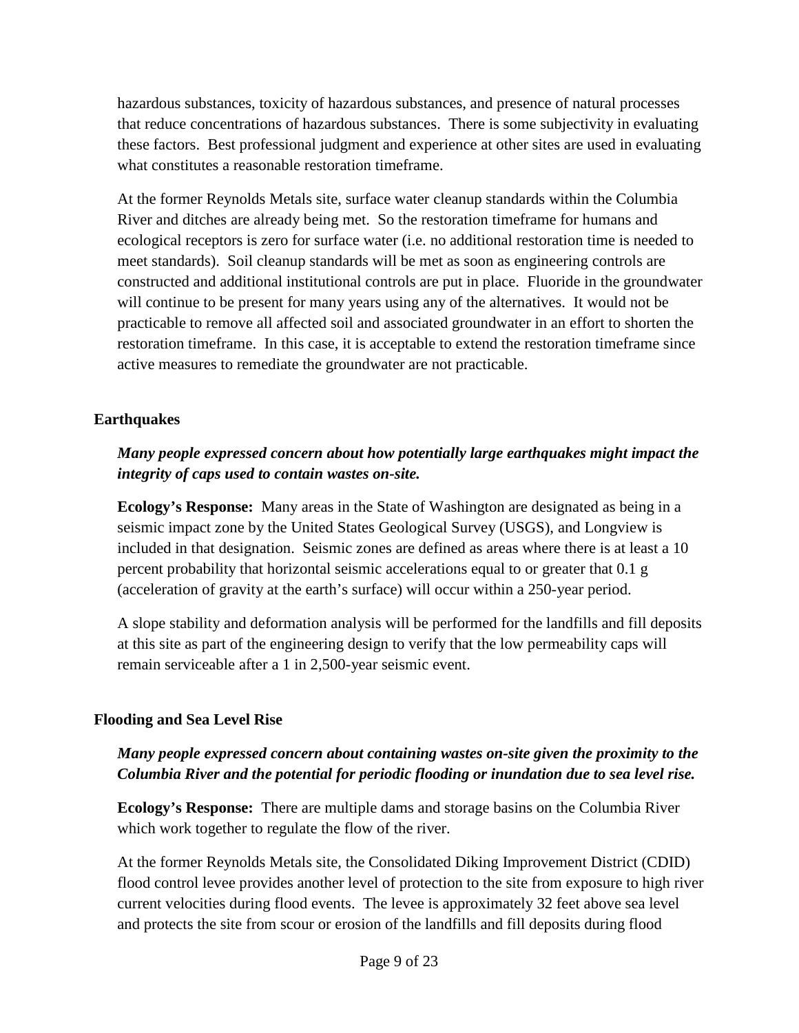hazardous substances, toxicity of hazardous substances, and presence of natural processes that reduce concentrations of hazardous substances. There is some subjectivity in evaluating these factors. Best professional judgment and experience at other sites are used in evaluating what constitutes a reasonable restoration timeframe.

At the former Reynolds Metals site, surface water cleanup standards within the Columbia River and ditches are already being met. So the restoration timeframe for humans and ecological receptors is zero for surface water (i.e. no additional restoration time is needed to meet standards). Soil cleanup standards will be met as soon as engineering controls are constructed and additional institutional controls are put in place. Fluoride in the groundwater will continue to be present for many years using any of the alternatives. It would not be practicable to remove all affected soil and associated groundwater in an effort to shorten the restoration timeframe. In this case, it is acceptable to extend the restoration timeframe since active measures to remediate the groundwater are not practicable.

### Earthquakes

***Many people expressed concern about how potentially large earthquakes might impact the integrity of caps used to contain wastes on-site.***

**Ecology's Response:** Many areas in the State of Washington are designated as being in a seismic impact zone by the United States Geological Survey (USGS), and Longview is included in that designation. Seismic zones are defined as areas where there is at least a 10 percent probability that horizontal seismic accelerations equal to or greater that 0.1 g (acceleration of gravity at the earth's surface) will occur within a 250-year period.

A slope stability and deformation analysis will be performed for the landfills and fill deposits at this site as part of the engineering design to verify that the low permeability caps will remain serviceable after a 1 in 2,500-year seismic event.

### Flooding and Sea Level Rise

***Many people expressed concern about containing wastes on-site given the proximity to the Columbia River and the potential for periodic flooding or inundation due to sea level rise.***

**Ecology's Response:** There are multiple dams and storage basins on the Columbia River which work together to regulate the flow of the river.

At the former Reynolds Metals site, the Consolidated Diking Improvement District (CDID) flood control levee provides another level of protection to the site from exposure to high river current velocities during flood events. The levee is approximately 32 feet above sea level and protects the site from scour or erosion of the landfills and fill deposits during flood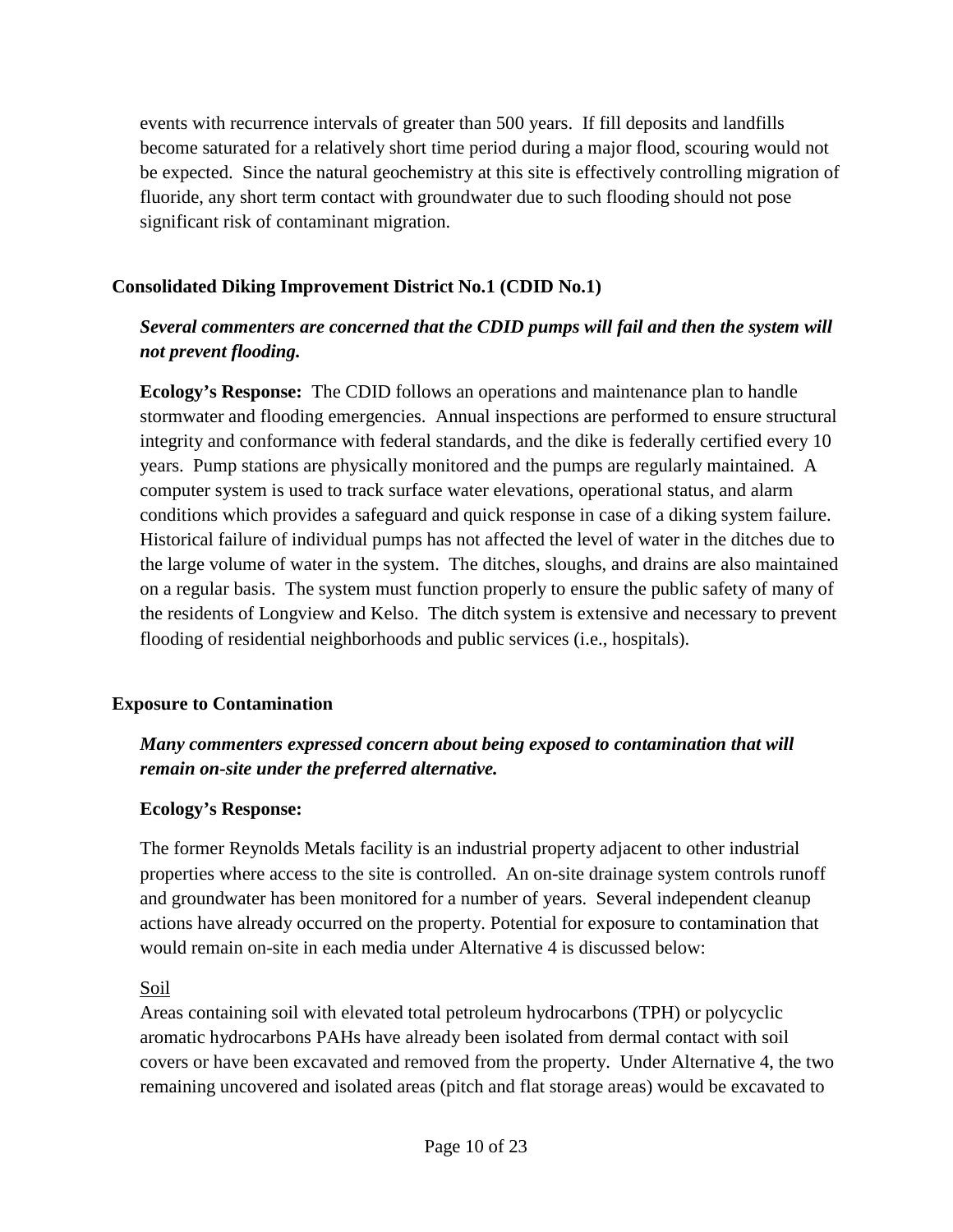events with recurrence intervals of greater than 500 years. If fill deposits and landfills become saturated for a relatively short time period during a major flood, scouring would not be expected. Since the natural geochemistry at this site is effectively controlling migration of fluoride, any short term contact with groundwater due to such flooding should not pose significant risk of contaminant migration.

### Consolidated Diking Improvement District No.1 (CDID No.1)

***Several commenters are concerned that the CDID pumps will fail and then the system will not prevent flooding.***

**Ecology's Response:** The CDID follows an operations and maintenance plan to handle stormwater and flooding emergencies. Annual inspections are performed to ensure structural integrity and conformance with federal standards, and the dike is federally certified every 10 years. Pump stations are physically monitored and the pumps are regularly maintained. A computer system is used to track surface water elevations, operational status, and alarm conditions which provides a safeguard and quick response in case of a diking system failure. Historical failure of individual pumps has not affected the level of water in the ditches due to the large volume of water in the system. The ditches, sloughs, and drains are also maintained on a regular basis. The system must function properly to ensure the public safety of many of the residents of Longview and Kelso. The ditch system is extensive and necessary to prevent flooding of residential neighborhoods and public services (i.e., hospitals).

### Exposure to Contamination

***Many commenters expressed concern about being exposed to contamination that will remain on-site under the preferred alternative.***

**Ecology's Response:**

The former Reynolds Metals facility is an industrial property adjacent to other industrial properties where access to the site is controlled. An on-site drainage system controls runoff and groundwater has been monitored for a number of years. Several independent cleanup actions have already occurred on the property. Potential for exposure to contamination that would remain on-site in each media under Alternative 4 is discussed below:

Soil

Areas containing soil with elevated total petroleum hydrocarbons (TPH) or polycyclic aromatic hydrocarbons PAHs have already been isolated from dermal contact with soil covers or have been excavated and removed from the property. Under Alternative 4, the two remaining uncovered and isolated areas (pitch and flat storage areas) would be excavated to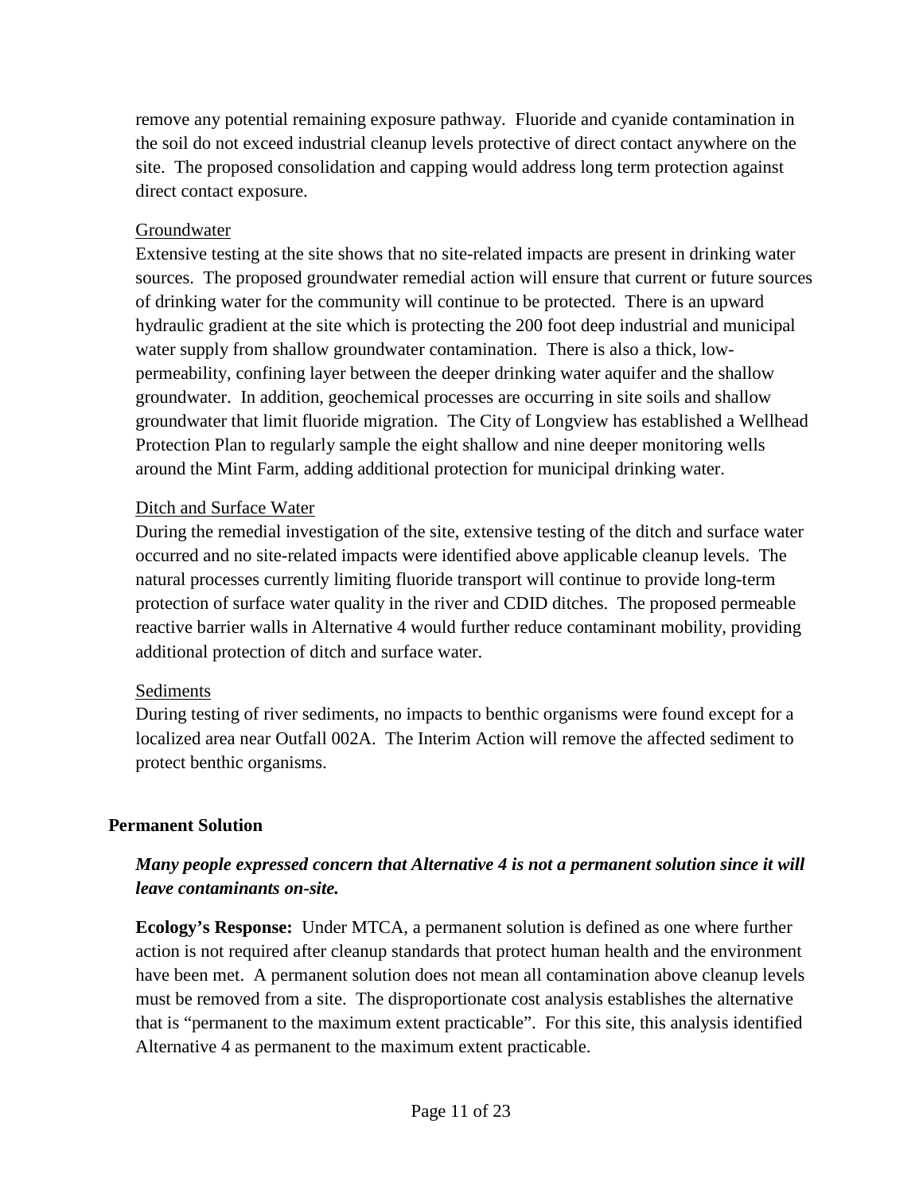remove any potential remaining exposure pathway. Fluoride and cyanide contamination in the soil do not exceed industrial cleanup levels protective of direct contact anywhere on the site. The proposed consolidation and capping would address long term protection against direct contact exposure.

<u>Groundwater</u>

Extensive testing at the site shows that no site-related impacts are present in drinking water sources. The proposed groundwater remedial action will ensure that current or future sources of drinking water for the community will continue to be protected. There is an upward hydraulic gradient at the site which is protecting the 200 foot deep industrial and municipal water supply from shallow groundwater contamination. There is also a thick, low-permeability, confining layer between the deeper drinking water aquifer and the shallow groundwater. In addition, geochemical processes are occurring in site soils and shallow groundwater that limit fluoride migration. The City of Longview has established a Wellhead Protection Plan to regularly sample the eight shallow and nine deeper monitoring wells around the Mint Farm, adding additional protection for municipal drinking water.

<u>Ditch and Surface Water</u>

During the remedial investigation of the site, extensive testing of the ditch and surface water occurred and no site-related impacts were identified above applicable cleanup levels. The natural processes currently limiting fluoride transport will continue to provide long-term protection of surface water quality in the river and CDID ditches. The proposed permeable reactive barrier walls in Alternative 4 would further reduce contaminant mobility, providing additional protection of ditch and surface water.

<u>Sediments</u>

During testing of river sediments, no impacts to benthic organisms were found except for a localized area near Outfall 002A. The Interim Action will remove the affected sediment to protect benthic organisms.

**Permanent Solution**

***Many people expressed concern that Alternative 4 is not a permanent solution since it will leave contaminants on-site.***

**Ecology's Response:** Under MTCA, a permanent solution is defined as one where further action is not required after cleanup standards that protect human health and the environment have been met. A permanent solution does not mean all contamination above cleanup levels must be removed from a site. The disproportionate cost analysis establishes the alternative that is "permanent to the maximum extent practicable". For this site, this analysis identified Alternative 4 as permanent to the maximum extent practicable.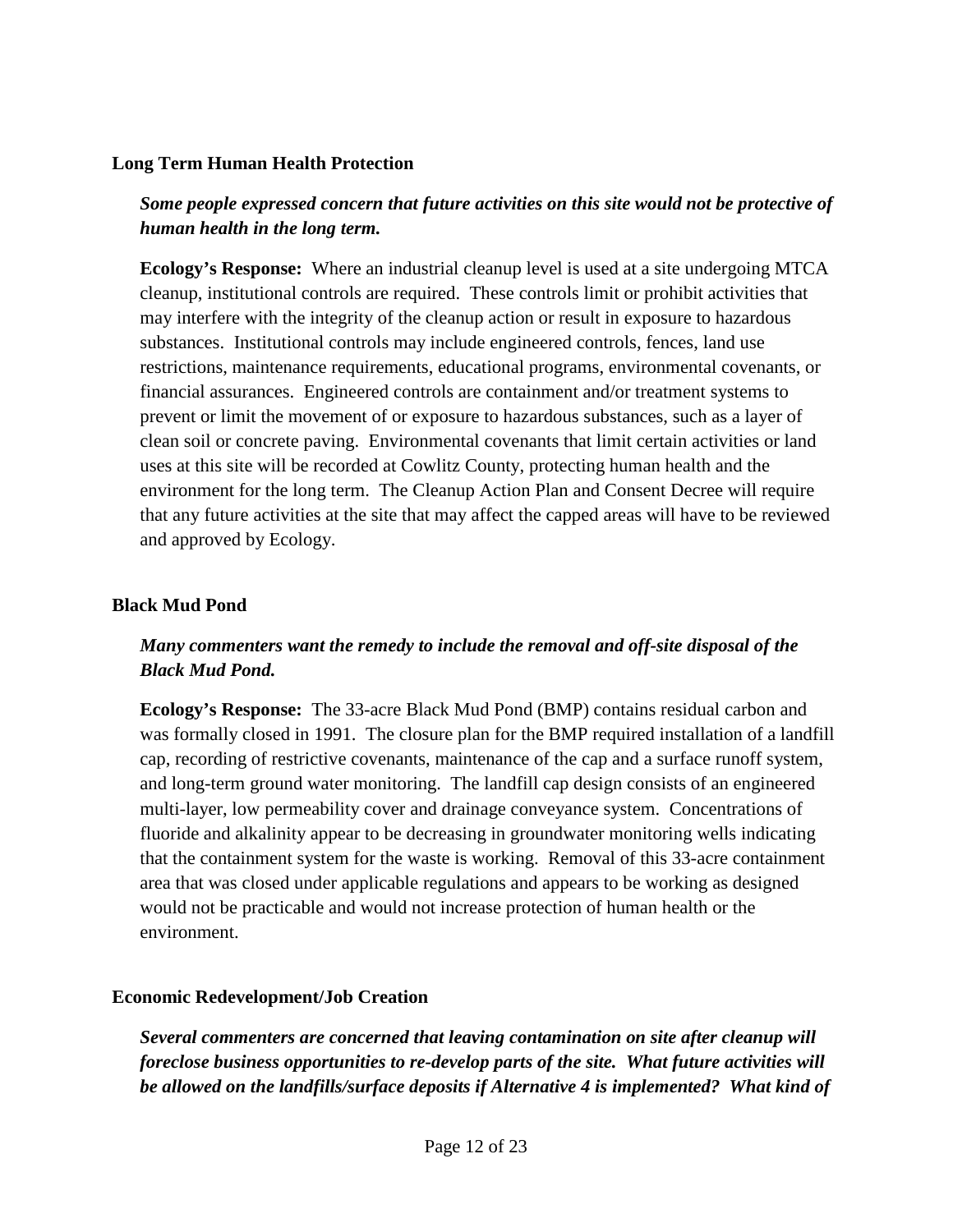**Long Term Human Health Protection**

***Some people expressed concern that future activities on this site would not be protective of human health in the long term.***

**Ecology's Response:** Where an industrial cleanup level is used at a site undergoing MTCA cleanup, institutional controls are required. These controls limit or prohibit activities that may interfere with the integrity of the cleanup action or result in exposure to hazardous substances. Institutional controls may include engineered controls, fences, land use restrictions, maintenance requirements, educational programs, environmental covenants, or financial assurances. Engineered controls are containment and/or treatment systems to prevent or limit the movement of or exposure to hazardous substances, such as a layer of clean soil or concrete paving. Environmental covenants that limit certain activities or land uses at this site will be recorded at Cowlitz County, protecting human health and the environment for the long term. The Cleanup Action Plan and Consent Decree will require that any future activities at the site that may affect the capped areas will have to be reviewed and approved by Ecology.

**Black Mud Pond**

***Many commenters want the remedy to include the removal and off-site disposal of the Black Mud Pond.***

**Ecology's Response:** The 33-acre Black Mud Pond (BMP) contains residual carbon and was formally closed in 1991. The closure plan for the BMP required installation of a landfill cap, recording of restrictive covenants, maintenance of the cap and a surface runoff system, and long-term ground water monitoring. The landfill cap design consists of an engineered multi-layer, low permeability cover and drainage conveyance system. Concentrations of fluoride and alkalinity appear to be decreasing in groundwater monitoring wells indicating that the containment system for the waste is working. Removal of this 33-acre containment area that was closed under applicable regulations and appears to be working as designed would not be practicable and would not increase protection of human health or the environment.

**Economic Redevelopment/Job Creation**

***Several commenters are concerned that leaving contamination on site after cleanup will foreclose business opportunities to re-develop parts of the site. What future activities will be allowed on the landfills/surface deposits if Alternative 4 is implemented? What kind of***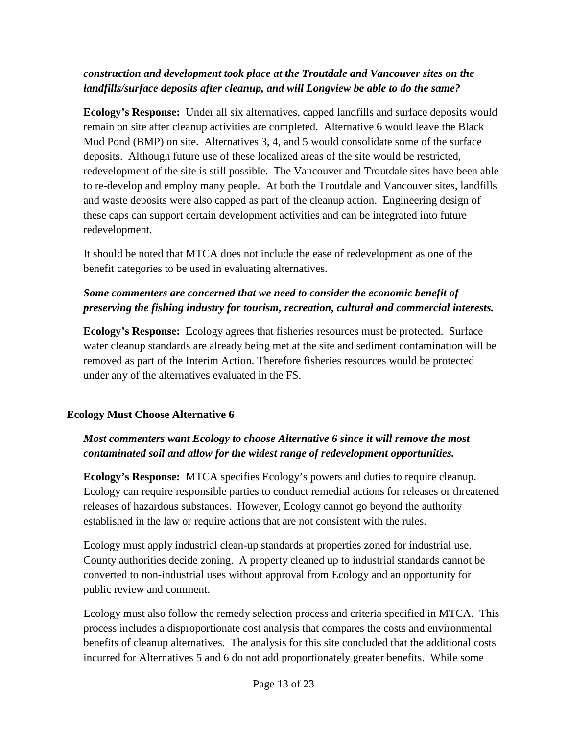***construction and development took place at the Troutdale and Vancouver sites on the landfills/surface deposits after cleanup, and will Longview be able to do the same?***

**Ecology's Response:** Under all six alternatives, capped landfills and surface deposits would remain on site after cleanup activities are completed. Alternative 6 would leave the Black Mud Pond (BMP) on site. Alternatives 3, 4, and 5 would consolidate some of the surface deposits. Although future use of these localized areas of the site would be restricted, redevelopment of the site is still possible. The Vancouver and Troutdale sites have been able to re-develop and employ many people. At both the Troutdale and Vancouver sites, landfills and waste deposits were also capped as part of the cleanup action. Engineering design of these caps can support certain development activities and can be integrated into future redevelopment.

It should be noted that MTCA does not include the ease of redevelopment as one of the benefit categories to be used in evaluating alternatives.

***Some commenters are concerned that we need to consider the economic benefit of preserving the fishing industry for tourism, recreation, cultural and commercial interests.***

**Ecology's Response:** Ecology agrees that fisheries resources must be protected. Surface water cleanup standards are already being met at the site and sediment contamination will be removed as part of the Interim Action. Therefore fisheries resources would be protected under any of the alternatives evaluated in the FS.

## Ecology Must Choose Alternative 6

***Most commenters want Ecology to choose Alternative 6 since it will remove the most contaminated soil and allow for the widest range of redevelopment opportunities.***

**Ecology's Response:** MTCA specifies Ecology's powers and duties to require cleanup. Ecology can require responsible parties to conduct remedial actions for releases or threatened releases of hazardous substances. However, Ecology cannot go beyond the authority established in the law or require actions that are not consistent with the rules.

Ecology must apply industrial clean-up standards at properties zoned for industrial use. County authorities decide zoning. A property cleaned up to industrial standards cannot be converted to non-industrial uses without approval from Ecology and an opportunity for public review and comment.

Ecology must also follow the remedy selection process and criteria specified in MTCA. This process includes a disproportionate cost analysis that compares the costs and environmental benefits of cleanup alternatives. The analysis for this site concluded that the additional costs incurred for Alternatives 5 and 6 do not add proportionately greater benefits. While some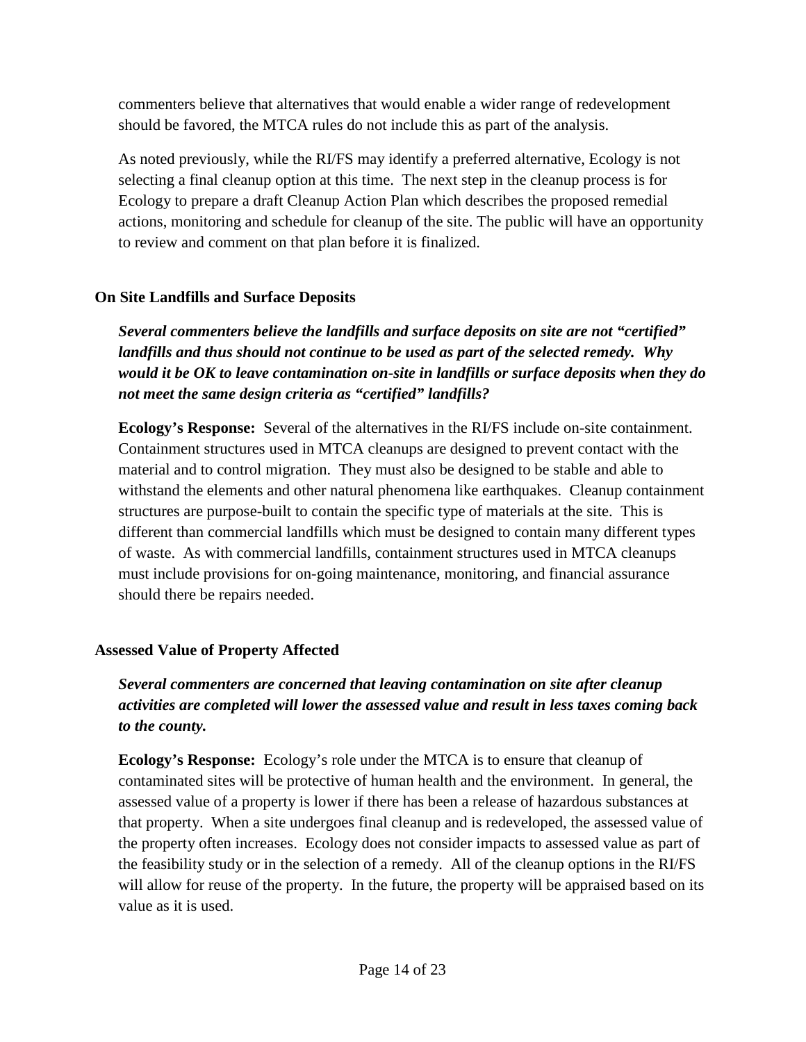commenters believe that alternatives that would enable a wider range of redevelopment should be favored, the MTCA rules do not include this as part of the analysis.

As noted previously, while the RI/FS may identify a preferred alternative, Ecology is not selecting a final cleanup option at this time. The next step in the cleanup process is for Ecology to prepare a draft Cleanup Action Plan which describes the proposed remedial actions, monitoring and schedule for cleanup of the site. The public will have an opportunity to review and comment on that plan before it is finalized.

### On Site Landfills and Surface Deposits

***Several commenters believe the landfills and surface deposits on site are not "certified" landfills and thus should not continue to be used as part of the selected remedy. Why would it be OK to leave contamination on-site in landfills or surface deposits when they do not meet the same design criteria as "certified" landfills?***

**Ecology's Response:** Several of the alternatives in the RI/FS include on-site containment. Containment structures used in MTCA cleanups are designed to prevent contact with the material and to control migration. They must also be designed to be stable and able to withstand the elements and other natural phenomena like earthquakes. Cleanup containment structures are purpose-built to contain the specific type of materials at the site. This is different than commercial landfills which must be designed to contain many different types of waste. As with commercial landfills, containment structures used in MTCA cleanups must include provisions for on-going maintenance, monitoring, and financial assurance should there be repairs needed.

### Assessed Value of Property Affected

***Several commenters are concerned that leaving contamination on site after cleanup activities are completed will lower the assessed value and result in less taxes coming back to the county.***

**Ecology's Response:** Ecology's role under the MTCA is to ensure that cleanup of contaminated sites will be protective of human health and the environment. In general, the assessed value of a property is lower if there has been a release of hazardous substances at that property. When a site undergoes final cleanup and is redeveloped, the assessed value of the property often increases. Ecology does not consider impacts to assessed value as part of the feasibility study or in the selection of a remedy. All of the cleanup options in the RI/FS will allow for reuse of the property. In the future, the property will be appraised based on its value as it is used.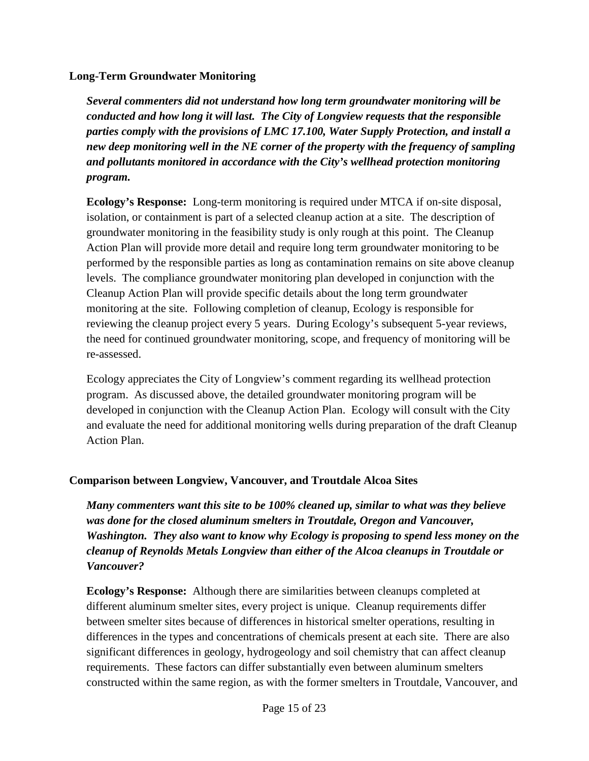**Long-Term Groundwater Monitoring**

***Several commenters did not understand how long term groundwater monitoring will be conducted and how long it will last. The City of Longview requests that the responsible parties comply with the provisions of LMC 17.100, Water Supply Protection, and install a new deep monitoring well in the NE corner of the property with the frequency of sampling and pollutants monitored in accordance with the City's wellhead protection monitoring program.***

**Ecology's Response:** Long-term monitoring is required under MTCA if on-site disposal, isolation, or containment is part of a selected cleanup action at a site. The description of groundwater monitoring in the feasibility study is only rough at this point. The Cleanup Action Plan will provide more detail and require long term groundwater monitoring to be performed by the responsible parties as long as contamination remains on site above cleanup levels. The compliance groundwater monitoring plan developed in conjunction with the Cleanup Action Plan will provide specific details about the long term groundwater monitoring at the site. Following completion of cleanup, Ecology is responsible for reviewing the cleanup project every 5 years. During Ecology's subsequent 5-year reviews, the need for continued groundwater monitoring, scope, and frequency of monitoring will be re-assessed.

Ecology appreciates the City of Longview's comment regarding its wellhead protection program. As discussed above, the detailed groundwater monitoring program will be developed in conjunction with the Cleanup Action Plan. Ecology will consult with the City and evaluate the need for additional monitoring wells during preparation of the draft Cleanup Action Plan.

**Comparison between Longview, Vancouver, and Troutdale Alcoa Sites**

***Many commenters want this site to be 100% cleaned up, similar to what was they believe was done for the closed aluminum smelters in Troutdale, Oregon and Vancouver, Washington. They also want to know why Ecology is proposing to spend less money on the cleanup of Reynolds Metals Longview than either of the Alcoa cleanups in Troutdale or Vancouver?***

**Ecology's Response:** Although there are similarities between cleanups completed at different aluminum smelter sites, every project is unique. Cleanup requirements differ between smelter sites because of differences in historical smelter operations, resulting in differences in the types and concentrations of chemicals present at each site. There are also significant differences in geology, hydrogeology and soil chemistry that can affect cleanup requirements. These factors can differ substantially even between aluminum smelters constructed within the same region, as with the former smelters in Troutdale, Vancouver, and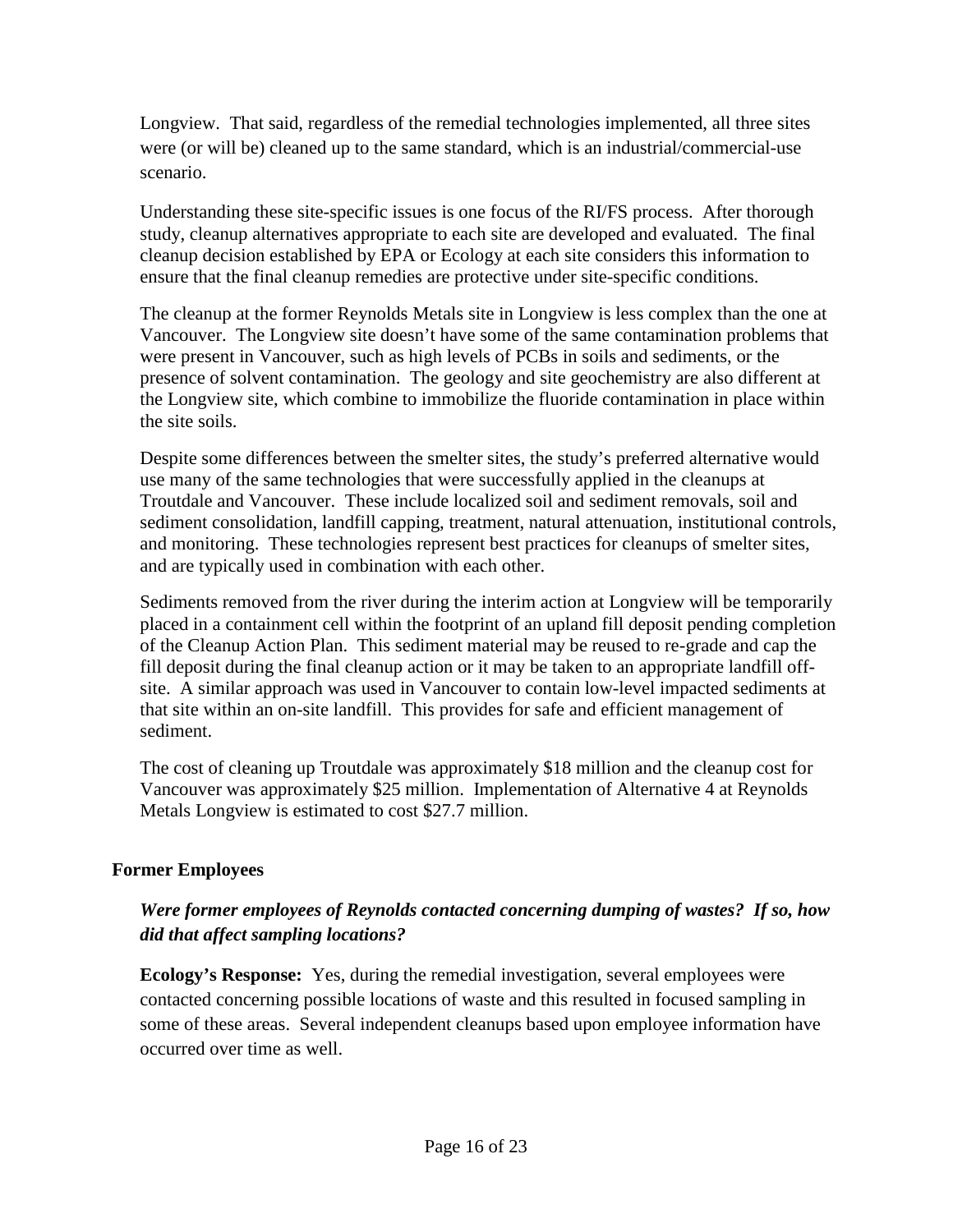Longview. That said, regardless of the remedial technologies implemented, all three sites were (or will be) cleaned up to the same standard, which is an industrial/commercial-use scenario.

Understanding these site-specific issues is one focus of the RI/FS process. After thorough study, cleanup alternatives appropriate to each site are developed and evaluated. The final cleanup decision established by EPA or Ecology at each site considers this information to ensure that the final cleanup remedies are protective under site-specific conditions.

The cleanup at the former Reynolds Metals site in Longview is less complex than the one at Vancouver. The Longview site doesn't have some of the same contamination problems that were present in Vancouver, such as high levels of PCBs in soils and sediments, or the presence of solvent contamination. The geology and site geochemistry are also different at the Longview site, which combine to immobilize the fluoride contamination in place within the site soils.

Despite some differences between the smelter sites, the study's preferred alternative would use many of the same technologies that were successfully applied in the cleanups at Troutdale and Vancouver. These include localized soil and sediment removals, soil and sediment consolidation, landfill capping, treatment, natural attenuation, institutional controls, and monitoring. These technologies represent best practices for cleanups of smelter sites, and are typically used in combination with each other.

Sediments removed from the river during the interim action at Longview will be temporarily placed in a containment cell within the footprint of an upland fill deposit pending completion of the Cleanup Action Plan. This sediment material may be reused to re-grade and cap the fill deposit during the final cleanup action or it may be taken to an appropriate landfill off-site. A similar approach was used in Vancouver to contain low-level impacted sediments at that site within an on-site landfill. This provides for safe and efficient management of sediment.

The cost of cleaning up Troutdale was approximately $18 million and the cleanup cost for Vancouver was approximately $25 million. Implementation of Alternative 4 at Reynolds Metals Longview is estimated to cost $27.7 million.

## Former Employees

***Were former employees of Reynolds contacted concerning dumping of wastes? If so, how did that affect sampling locations?***

**Ecology's Response:** Yes, during the remedial investigation, several employees were contacted concerning possible locations of waste and this resulted in focused sampling in some of these areas. Several independent cleanups based upon employee information have occurred over time as well.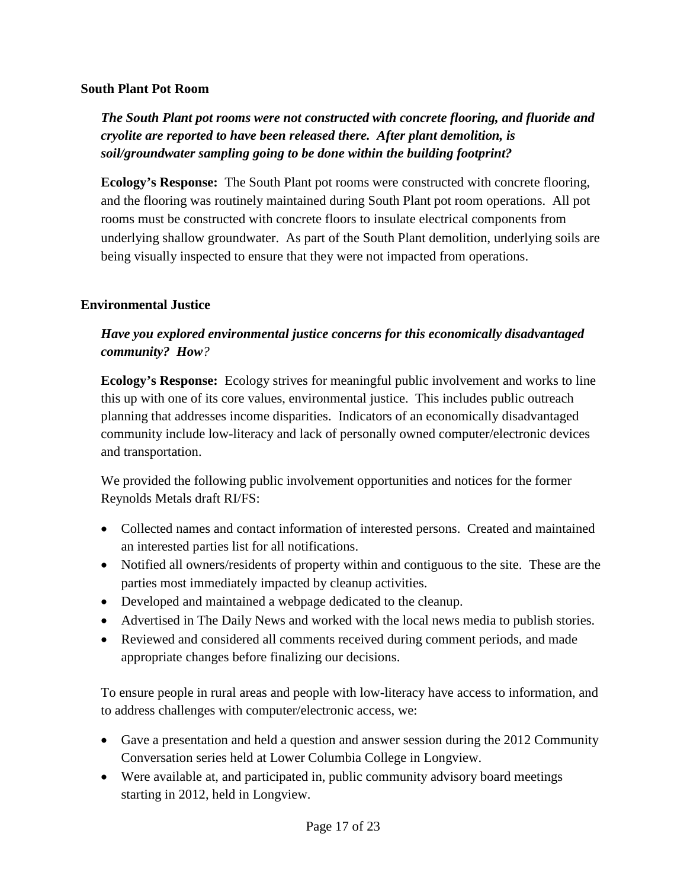### South Plant Pot Room

***The South Plant pot rooms were not constructed with concrete flooring, and fluoride and cryolite are reported to have been released there. After plant demolition, is soil/groundwater sampling going to be done within the building footprint?***

**Ecology's Response:** The South Plant pot rooms were constructed with concrete flooring, and the flooring was routinely maintained during South Plant pot room operations. All pot rooms must be constructed with concrete floors to insulate electrical components from underlying shallow groundwater. As part of the South Plant demolition, underlying soils are being visually inspected to ensure that they were not impacted from operations.

### Environmental Justice

***Have you explored environmental justice concerns for this economically disadvantaged community? How?***

**Ecology's Response:** Ecology strives for meaningful public involvement and works to line this up with one of its core values, environmental justice. This includes public outreach planning that addresses income disparities. Indicators of an economically disadvantaged community include low-literacy and lack of personally owned computer/electronic devices and transportation.

We provided the following public involvement opportunities and notices for the former Reynolds Metals draft RI/FS:

- Collected names and contact information of interested persons. Created and maintained an interested parties list for all notifications.
- Notified all owners/residents of property within and contiguous to the site. These are the parties most immediately impacted by cleanup activities.
- Developed and maintained a webpage dedicated to the cleanup.
- Advertised in The Daily News and worked with the local news media to publish stories.
- Reviewed and considered all comments received during comment periods, and made appropriate changes before finalizing our decisions.

To ensure people in rural areas and people with low-literacy have access to information, and to address challenges with computer/electronic access, we:

- Gave a presentation and held a question and answer session during the 2012 Community Conversation series held at Lower Columbia College in Longview.
- Were available at, and participated in, public community advisory board meetings starting in 2012, held in Longview.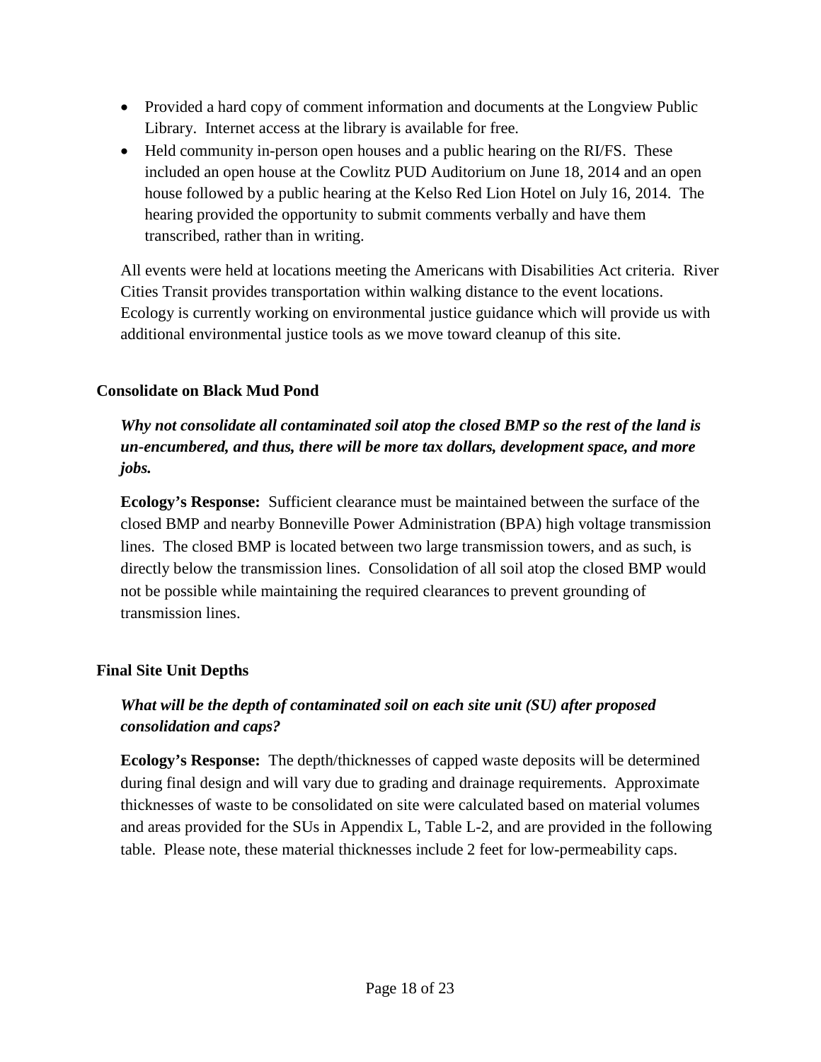- Provided a hard copy of comment information and documents at the Longview Public Library. Internet access at the library is available for free.
- Held community in-person open houses and a public hearing on the RI/FS. These included an open house at the Cowlitz PUD Auditorium on June 18, 2014 and an open house followed by a public hearing at the Kelso Red Lion Hotel on July 16, 2014. The hearing provided the opportunity to submit comments verbally and have them transcribed, rather than in writing.

All events were held at locations meeting the Americans with Disabilities Act criteria. River Cities Transit provides transportation within walking distance to the event locations. Ecology is currently working on environmental justice guidance which will provide us with additional environmental justice tools as we move toward cleanup of this site.

### Consolidate on Black Mud Pond

***Why not consolidate all contaminated soil atop the closed BMP so the rest of the land is un-encumbered, and thus, there will be more tax dollars, development space, and more jobs.***

**Ecology's Response:** Sufficient clearance must be maintained between the surface of the closed BMP and nearby Bonneville Power Administration (BPA) high voltage transmission lines. The closed BMP is located between two large transmission towers, and as such, is directly below the transmission lines. Consolidation of all soil atop the closed BMP would not be possible while maintaining the required clearances to prevent grounding of transmission lines.

### Final Site Unit Depths

***What will be the depth of contaminated soil on each site unit (SU) after proposed consolidation and caps?***

**Ecology's Response:** The depth/thicknesses of capped waste deposits will be determined during final design and will vary due to grading and drainage requirements. Approximate thicknesses of waste to be consolidated on site were calculated based on material volumes and areas provided for the SUs in Appendix L, Table L-2, and are provided in the following table. Please note, these material thicknesses include 2 feet for low-permeability caps.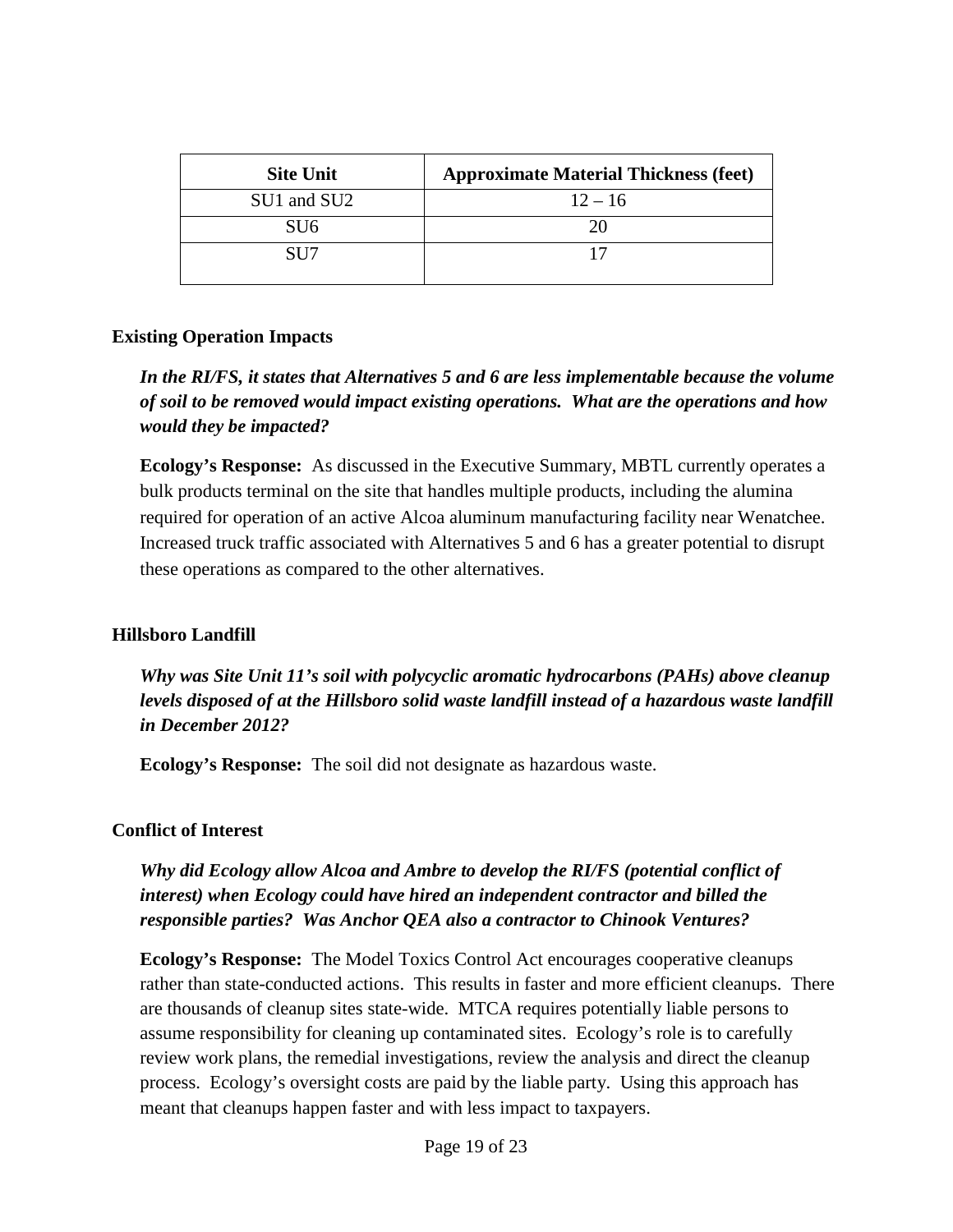| Site Unit | Approximate Material Thickness (feet) |
|---|---|
| SU1 and SU2 | 12 – 16 |
| SU6 | 20 |
| SU7 | 17 |

### Existing Operation Impacts

***In the RI/FS, it states that Alternatives 5 and 6 are less implementable because the volume of soil to be removed would impact existing operations. What are the operations and how would they be impacted?***

**Ecology's Response:** As discussed in the Executive Summary, MBTL currently operates a bulk products terminal on the site that handles multiple products, including the alumina required for operation of an active Alcoa aluminum manufacturing facility near Wenatchee. Increased truck traffic associated with Alternatives 5 and 6 has a greater potential to disrupt these operations as compared to the other alternatives.

### Hillsboro Landfill

***Why was Site Unit 11's soil with polycyclic aromatic hydrocarbons (PAHs) above cleanup levels disposed of at the Hillsboro solid waste landfill instead of a hazardous waste landfill in December 2012?***

**Ecology's Response:** The soil did not designate as hazardous waste.

### Conflict of Interest

***Why did Ecology allow Alcoa and Ambre to develop the RI/FS (potential conflict of interest) when Ecology could have hired an independent contractor and billed the responsible parties? Was Anchor QEA also a contractor to Chinook Ventures?***

**Ecology's Response:** The Model Toxics Control Act encourages cooperative cleanups rather than state-conducted actions. This results in faster and more efficient cleanups. There are thousands of cleanup sites state-wide. MTCA requires potentially liable persons to assume responsibility for cleaning up contaminated sites. Ecology's role is to carefully review work plans, the remedial investigations, review the analysis and direct the cleanup process. Ecology's oversight costs are paid by the liable party. Using this approach has meant that cleanups happen faster and with less impact to taxpayers.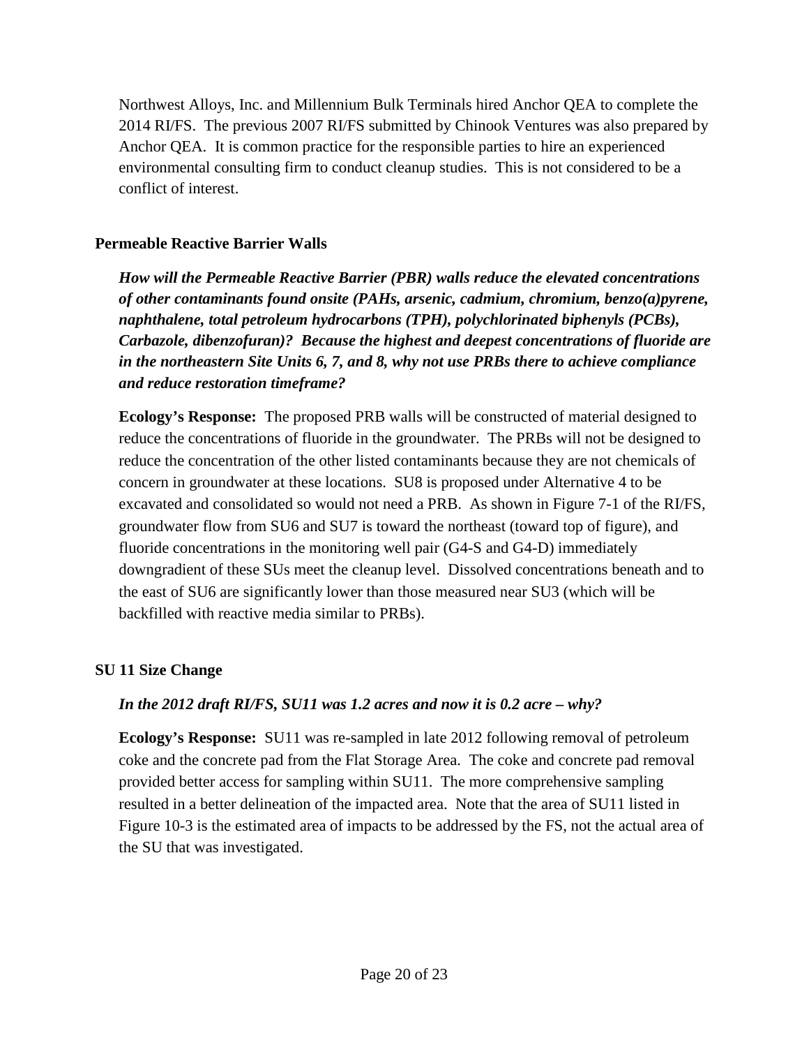Northwest Alloys, Inc. and Millennium Bulk Terminals hired Anchor QEA to complete the 2014 RI/FS. The previous 2007 RI/FS submitted by Chinook Ventures was also prepared by Anchor QEA. It is common practice for the responsible parties to hire an experienced environmental consulting firm to conduct cleanup studies. This is not considered to be a conflict of interest.

### Permeable Reactive Barrier Walls

***How will the Permeable Reactive Barrier (PBR) walls reduce the elevated concentrations of other contaminants found onsite (PAHs, arsenic, cadmium, chromium, benzo(a)pyrene, naphthalene, total petroleum hydrocarbons (TPH), polychlorinated biphenyls (PCBs), Carbazole, dibenzofuran)? Because the highest and deepest concentrations of fluoride are in the northeastern Site Units 6, 7, and 8, why not use PRBs there to achieve compliance and reduce restoration timeframe?***

**Ecology's Response:** The proposed PRB walls will be constructed of material designed to reduce the concentrations of fluoride in the groundwater. The PRBs will not be designed to reduce the concentration of the other listed contaminants because they are not chemicals of concern in groundwater at these locations. SU8 is proposed under Alternative 4 to be excavated and consolidated so would not need a PRB. As shown in Figure 7-1 of the RI/FS, groundwater flow from SU6 and SU7 is toward the northeast (toward top of figure), and fluoride concentrations in the monitoring well pair (G4-S and G4-D) immediately downgradient of these SUs meet the cleanup level. Dissolved concentrations beneath and to the east of SU6 are significantly lower than those measured near SU3 (which will be backfilled with reactive media similar to PRBs).

### SU 11 Size Change

***In the 2012 draft RI/FS, SU11 was 1.2 acres and now it is 0.2 acre – why?***

**Ecology's Response:** SU11 was re-sampled in late 2012 following removal of petroleum coke and the concrete pad from the Flat Storage Area. The coke and concrete pad removal provided better access for sampling within SU11. The more comprehensive sampling resulted in a better delineation of the impacted area. Note that the area of SU11 listed in Figure 10-3 is the estimated area of impacts to be addressed by the FS, not the actual area of the SU that was investigated.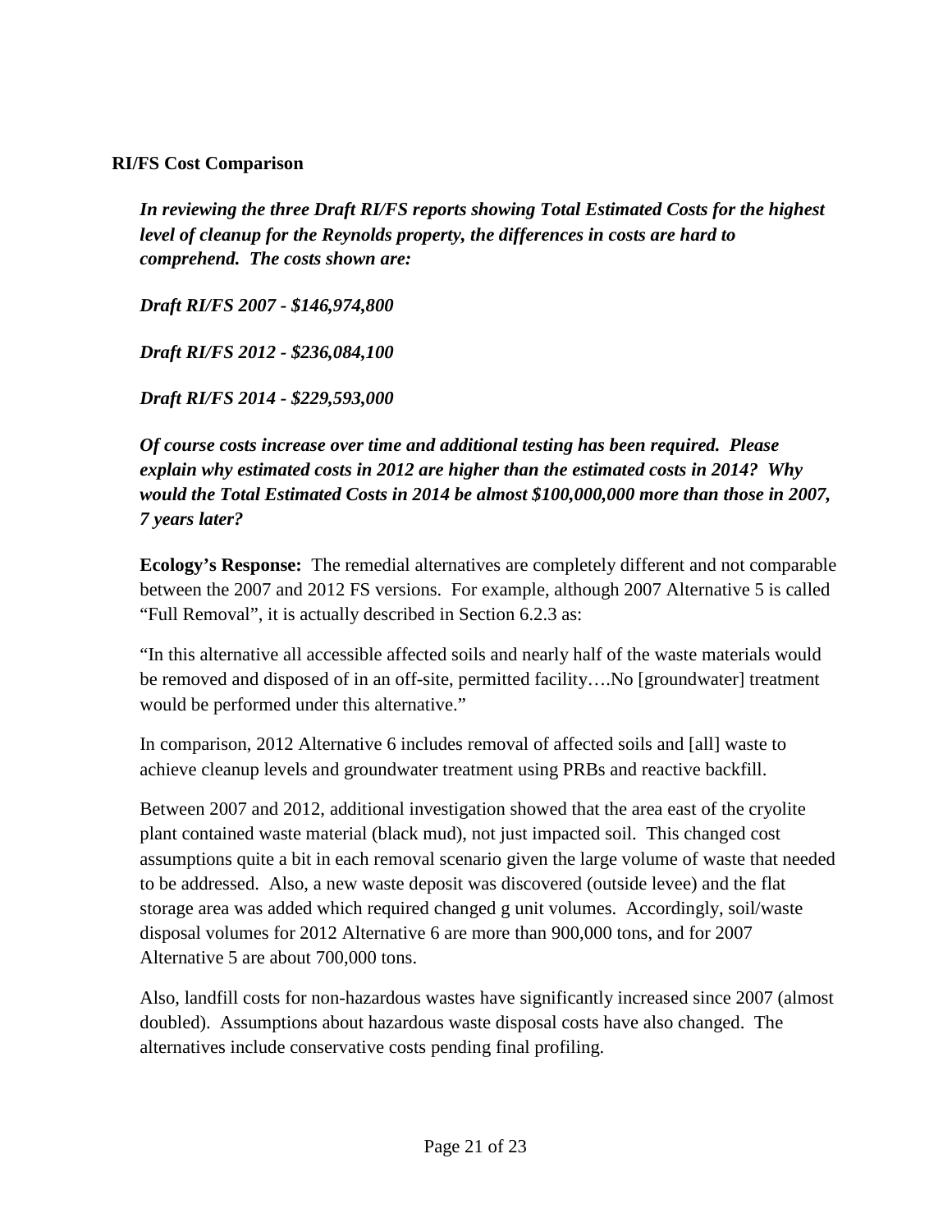**RI/FS Cost Comparison**

***In reviewing the three Draft RI/FS reports showing Total Estimated Costs for the highest level of cleanup for the Reynolds property, the differences in costs are hard to comprehend. The costs shown are:***

***Draft RI/FS 2007 - $146,974,800***

***Draft RI/FS 2012 - $236,084,100***

***Draft RI/FS 2014 - $229,593,000***

***Of course costs increase over time and additional testing has been required. Please explain why estimated costs in 2012 are higher than the estimated costs in 2014? Why would the Total Estimated Costs in 2014 be almost $100,000,000 more than those in 2007, 7 years later?***

**Ecology's Response:** The remedial alternatives are completely different and not comparable between the 2007 and 2012 FS versions. For example, although 2007 Alternative 5 is called "Full Removal", it is actually described in Section 6.2.3 as:

"In this alternative all accessible affected soils and nearly half of the waste materials would be removed and disposed of in an off-site, permitted facility….No [groundwater] treatment would be performed under this alternative."

In comparison, 2012 Alternative 6 includes removal of affected soils and [all] waste to achieve cleanup levels and groundwater treatment using PRBs and reactive backfill.

Between 2007 and 2012, additional investigation showed that the area east of the cryolite plant contained waste material (black mud), not just impacted soil. This changed cost assumptions quite a bit in each removal scenario given the large volume of waste that needed to be addressed. Also, a new waste deposit was discovered (outside levee) and the flat storage area was added which required changed g unit volumes. Accordingly, soil/waste disposal volumes for 2012 Alternative 6 are more than 900,000 tons, and for 2007 Alternative 5 are about 700,000 tons.

Also, landfill costs for non-hazardous wastes have significantly increased since 2007 (almost doubled). Assumptions about hazardous waste disposal costs have also changed. The alternatives include conservative costs pending final profiling.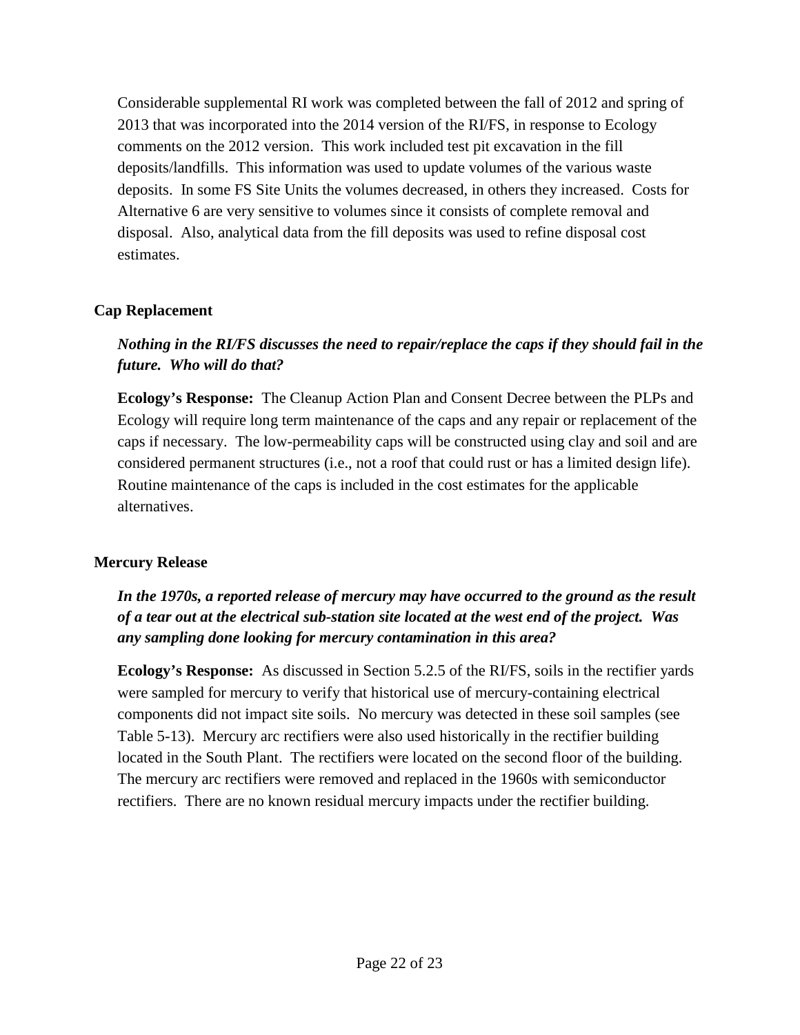Considerable supplemental RI work was completed between the fall of 2012 and spring of 2013 that was incorporated into the 2014 version of the RI/FS, in response to Ecology comments on the 2012 version. This work included test pit excavation in the fill deposits/landfills. This information was used to update volumes of the various waste deposits. In some FS Site Units the volumes decreased, in others they increased. Costs for Alternative 6 are very sensitive to volumes since it consists of complete removal and disposal. Also, analytical data from the fill deposits was used to refine disposal cost estimates.

### Cap Replacement

***Nothing in the RI/FS discusses the need to repair/replace the caps if they should fail in the future. Who will do that?***

**Ecology's Response:** The Cleanup Action Plan and Consent Decree between the PLPs and Ecology will require long term maintenance of the caps and any repair or replacement of the caps if necessary. The low-permeability caps will be constructed using clay and soil and are considered permanent structures (i.e., not a roof that could rust or has a limited design life). Routine maintenance of the caps is included in the cost estimates for the applicable alternatives.

### Mercury Release

***In the 1970s, a reported release of mercury may have occurred to the ground as the result of a tear out at the electrical sub-station site located at the west end of the project. Was any sampling done looking for mercury contamination in this area?***

**Ecology's Response:** As discussed in Section 5.2.5 of the RI/FS, soils in the rectifier yards were sampled for mercury to verify that historical use of mercury-containing electrical components did not impact site soils. No mercury was detected in these soil samples (see Table 5-13). Mercury arc rectifiers were also used historically in the rectifier building located in the South Plant. The rectifiers were located on the second floor of the building. The mercury arc rectifiers were removed and replaced in the 1960s with semiconductor rectifiers. There are no known residual mercury impacts under the rectifier building.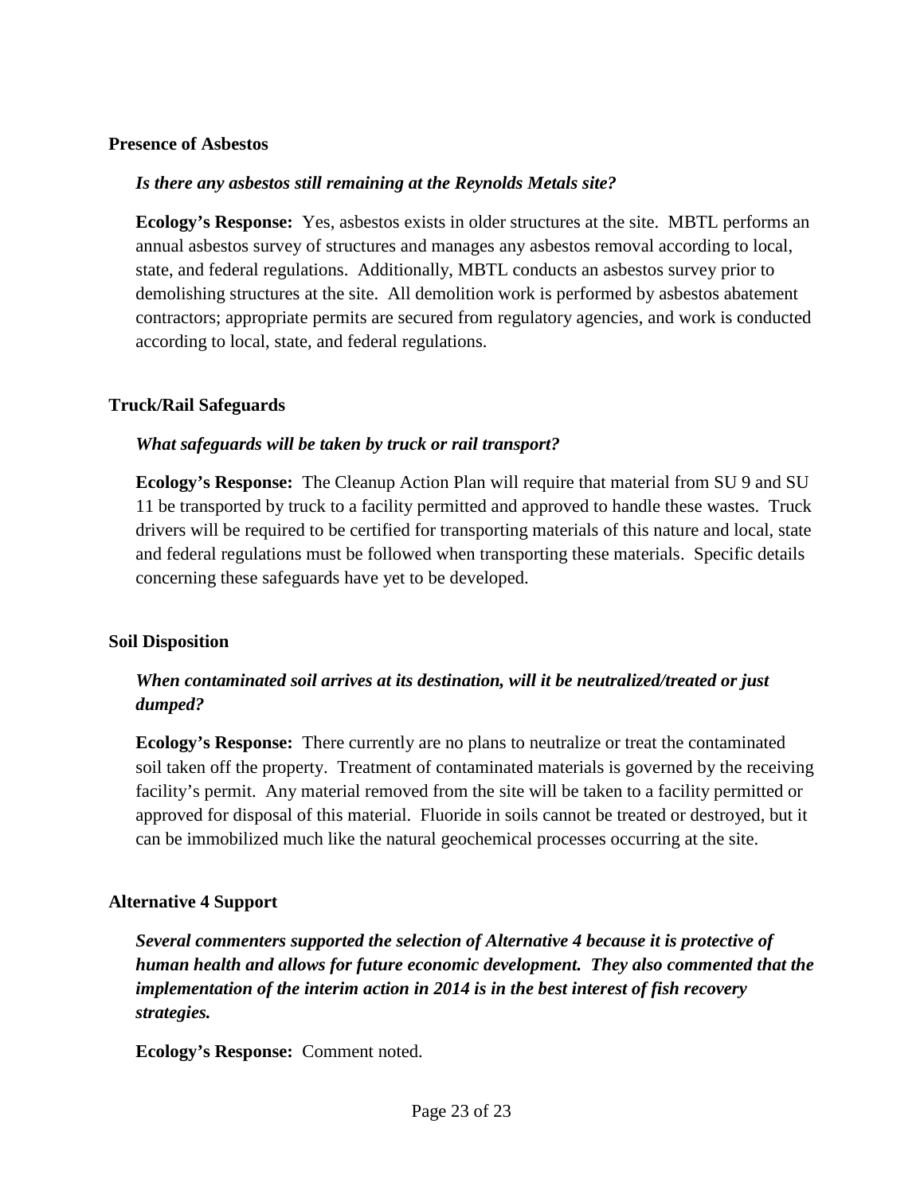**Presence of Asbestos**

***Is there any asbestos still remaining at the Reynolds Metals site?***

**Ecology's Response:** Yes, asbestos exists in older structures at the site. MBTL performs an annual asbestos survey of structures and manages any asbestos removal according to local, state, and federal regulations. Additionally, MBTL conducts an asbestos survey prior to demolishing structures at the site. All demolition work is performed by asbestos abatement contractors; appropriate permits are secured from regulatory agencies, and work is conducted according to local, state, and federal regulations.

**Truck/Rail Safeguards**

***What safeguards will be taken by truck or rail transport?***

**Ecology's Response:** The Cleanup Action Plan will require that material from SU 9 and SU 11 be transported by truck to a facility permitted and approved to handle these wastes. Truck drivers will be required to be certified for transporting materials of this nature and local, state and federal regulations must be followed when transporting these materials. Specific details concerning these safeguards have yet to be developed.

**Soil Disposition**

***When contaminated soil arrives at its destination, will it be neutralized/treated or just dumped?***

**Ecology's Response:** There currently are no plans to neutralize or treat the contaminated soil taken off the property. Treatment of contaminated materials is governed by the receiving facility's permit. Any material removed from the site will be taken to a facility permitted or approved for disposal of this material. Fluoride in soils cannot be treated or destroyed, but it can be immobilized much like the natural geochemical processes occurring at the site.

**Alternative 4 Support**

***Several commenters supported the selection of Alternative 4 because it is protective of human health and allows for future economic development. They also commented that the implementation of the interim action in 2014 is in the best interest of fish recovery strategies.***

**Ecology's Response:** Comment noted.